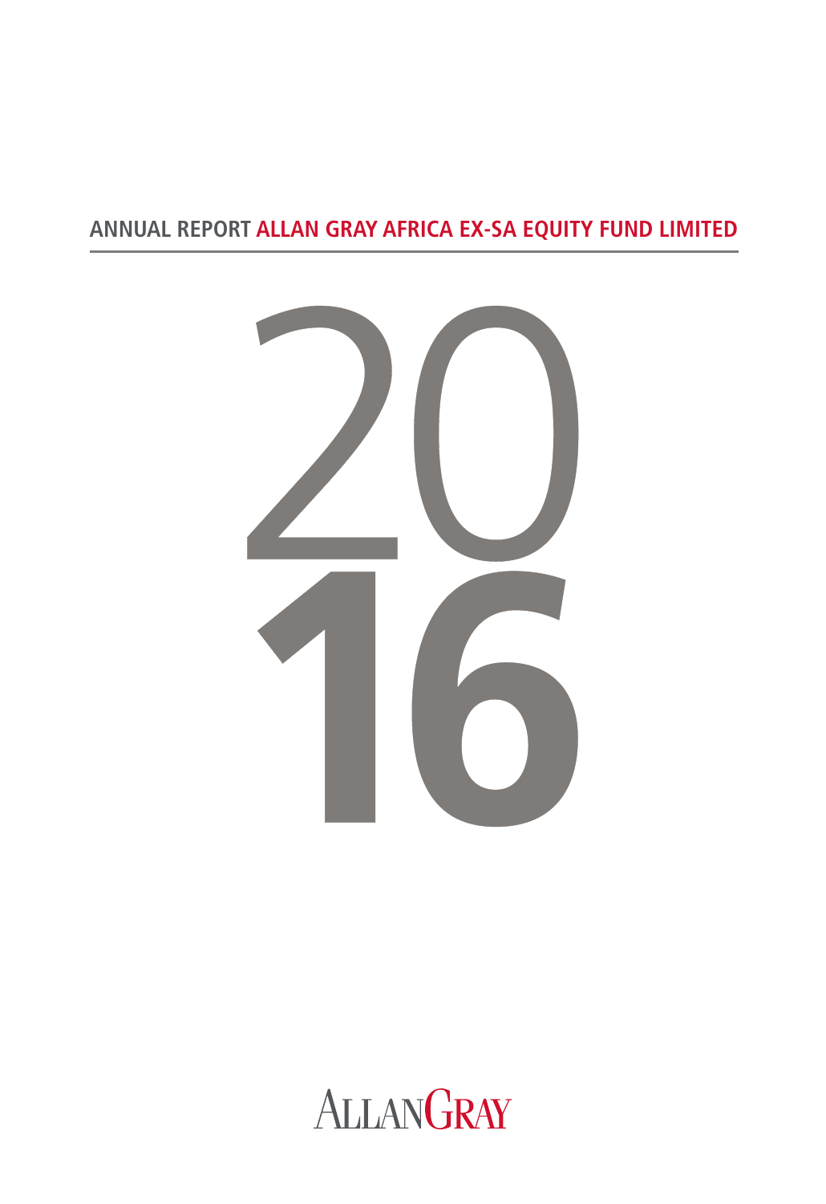# ANNUAL REPORT ALLAN GRAY AFRICA EX-SA EQUITY FUND LIMITED

# 2016

ALLANGRAY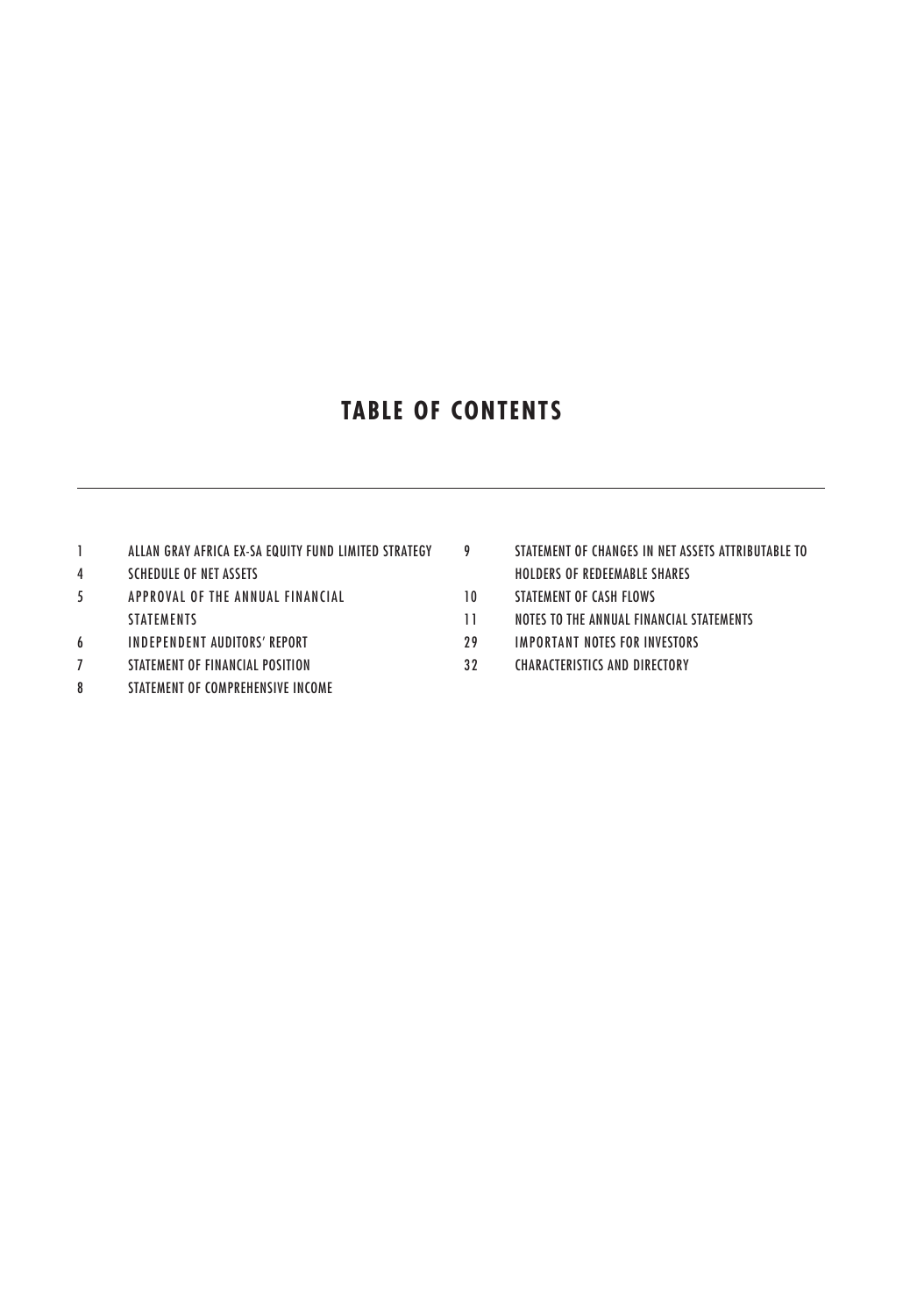# TABLE OF CONTENTS

| Page | Section |
|---|---|
| 1 | ALLAN GRAY AFRICA EX-SA EQUITY FUND LIMITED STRATEGY |
| 4 | SCHEDULE OF NET ASSETS |
| 5 | APPROVAL OF THE ANNUAL FINANCIAL STATEMENTS |
| 6 | INDEPENDENT AUDITORS' REPORT |
| 7 | STATEMENT OF FINANCIAL POSITION |
| 8 | STATEMENT OF COMPREHENSIVE INCOME |
| 9 | STATEMENT OF CHANGES IN NET ASSETS ATTRIBUTABLE TO HOLDERS OF REDEEMABLE SHARES |
| 10 | STATEMENT OF CASH FLOWS |
| 11 | NOTES TO THE ANNUAL FINANCIAL STATEMENTS |
| 29 | IMPORTANT NOTES FOR INVESTORS |
| 32 | CHARACTERISTICS AND DIRECTORY |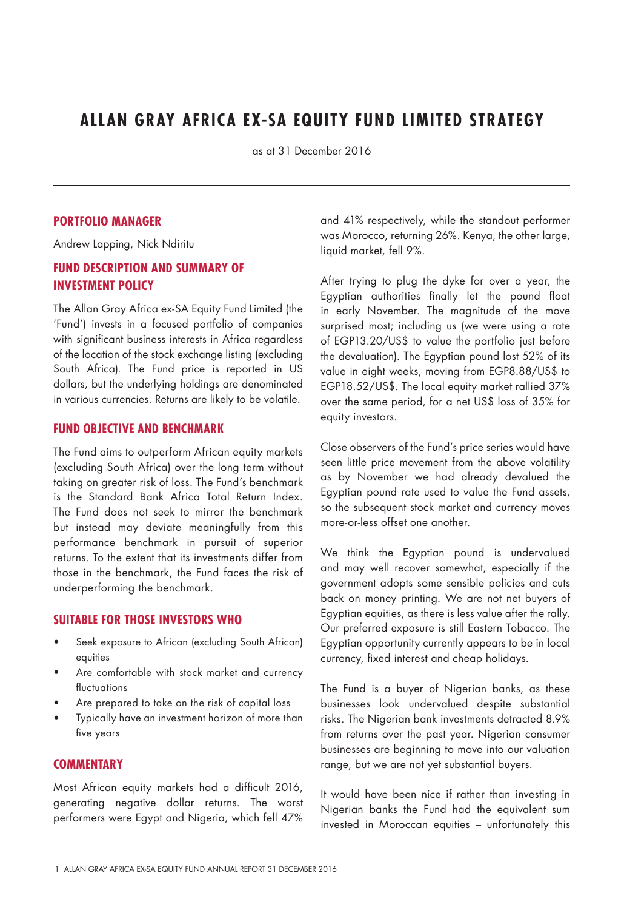# ALLAN GRAY AFRICA EX-SA EQUITY FUND LIMITED STRATEGY

as at 31 December 2016

## PORTFOLIO MANAGER

Andrew Lapping, Nick Ndiritu

## FUND DESCRIPTION AND SUMMARY OF INVESTMENT POLICY

The Allan Gray Africa ex-SA Equity Fund Limited (the 'Fund') invests in a focused portfolio of companies with significant business interests in Africa regardless of the location of the stock exchange listing (excluding South Africa). The Fund price is reported in US dollars, but the underlying holdings are denominated in various currencies. Returns are likely to be volatile.

## FUND OBJECTIVE AND BENCHMARK

The Fund aims to outperform African equity markets (excluding South Africa) over the long term without taking on greater risk of loss. The Fund's benchmark is the Standard Bank Africa Total Return Index. The Fund does not seek to mirror the benchmark but instead may deviate meaningfully from this performance benchmark in pursuit of superior returns. To the extent that its investments differ from those in the benchmark, the Fund faces the risk of underperforming the benchmark.

## SUITABLE FOR THOSE INVESTORS WHO

- Seek exposure to African (excluding South African) equities
- Are comfortable with stock market and currency fluctuations
- Are prepared to take on the risk of capital loss
- Typically have an investment horizon of more than five years

## COMMENTARY

Most African equity markets had a difficult 2016, generating negative dollar returns. The worst performers were Egypt and Nigeria, which fell 47% and 41% respectively, while the standout performer was Morocco, returning 26%. Kenya, the other large, liquid market, fell 9%.

After trying to plug the dyke for over a year, the Egyptian authorities finally let the pound float in early November. The magnitude of the move surprised most; including us (we were using a rate of EGP13.20/US$ to value the portfolio just before the devaluation). The Egyptian pound lost 52% of its value in eight weeks, moving from EGP8.88/US$ to EGP18.52/US$. The local equity market rallied 37% over the same period, for a net US$ loss of 35% for equity investors.

Close observers of the Fund's price series would have seen little price movement from the above volatility as by November we had already devalued the Egyptian pound rate used to value the Fund assets, so the subsequent stock market and currency moves more-or-less offset one another.

We think the Egyptian pound is undervalued and may well recover somewhat, especially if the government adopts some sensible policies and cuts back on money printing. We are not net buyers of Egyptian equities, as there is less value after the rally. Our preferred exposure is still Eastern Tobacco. The Egyptian opportunity currently appears to be in local currency, fixed interest and cheap holidays.

The Fund is a buyer of Nigerian banks, as these businesses look undervalued despite substantial risks. The Nigerian bank investments detracted 8.9% from returns over the past year. Nigerian consumer businesses are beginning to move into our valuation range, but we are not yet substantial buyers.

It would have been nice if rather than investing in Nigerian banks the Fund had the equivalent sum invested in Moroccan equities – unfortunately this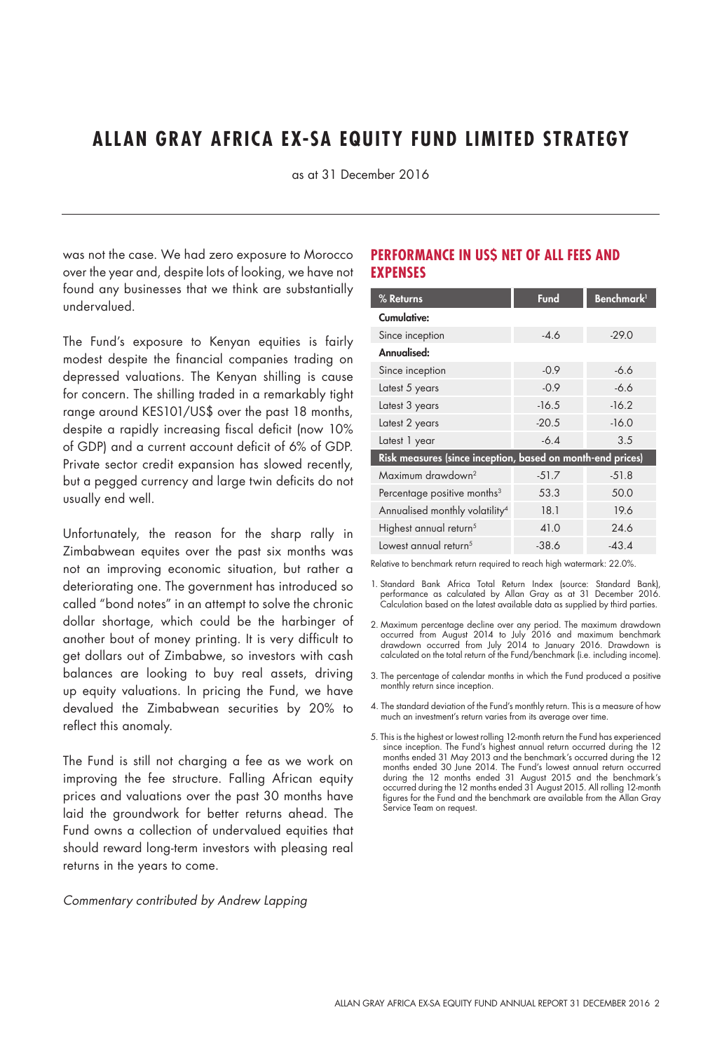# ALLAN GRAY AFRICA EX-SA EQUITY FUND LIMITED STRATEGY

as at 31 December 2016

was not the case. We had zero exposure to Morocco over the year and, despite lots of looking, we have not found any businesses that we think are substantially undervalued.

The Fund's exposure to Kenyan equities is fairly modest despite the financial companies trading on depressed valuations. The Kenyan shilling is cause for concern. The shilling traded in a remarkably tight range around KES101/US$ over the past 18 months, despite a rapidly increasing fiscal deficit (now 10% of GDP) and a current account deficit of 6% of GDP. Private sector credit expansion has slowed recently, but a pegged currency and large twin deficits do not usually end well.

Unfortunately, the reason for the sharp rally in Zimbabwean equites over the past six months was not an improving economic situation, but rather a deteriorating one. The government has introduced so called "bond notes" in an attempt to solve the chronic dollar shortage, which could be the harbinger of another bout of money printing. It is very difficult to get dollars out of Zimbabwe, so investors with cash balances are looking to buy real assets, driving up equity valuations. In pricing the Fund, we have devalued the Zimbabwean securities by 20% to reflect this anomaly.

The Fund is still not charging a fee as we work on improving the fee structure. Falling African equity prices and valuations over the past 30 months have laid the groundwork for better returns ahead. The Fund owns a collection of undervalued equities that should reward long-term investors with pleasing real returns in the years to come.

*Commentary contributed by Andrew Lapping*

## PERFORMANCE IN US$ NET OF ALL FEES AND EXPENSES

| % Returns | Fund | Benchmark[1] |
|---|---|---|
| **Cumulative:** | | |
| Since inception | -4.6 | -29.0 |
| **Annualised:** | | |
| Since inception | -0.9 | -6.6 |
| Latest 5 years | -0.9 | -6.6 |
| Latest 3 years | -16.5 | -16.2 |
| Latest 2 years | -20.5 | -16.0 |
| Latest 1 year | -6.4 | 3.5 |
| **Risk measures (since inception, based on month-end prices)** | | |
| Maximum drawdown[2] | -51.7 | -51.8 |
| Percentage positive months[3] | 53.3 | 50.0 |
| Annualised monthly volatility[4] | 18.1 | 19.6 |
| Highest annual return[5] | 41.0 | 24.6 |
| Lowest annual return[5] | -38.6 | -43.4 |

Relative to benchmark return required to reach high watermark: 22.0%.

1. Standard Bank Africa Total Return Index (source: Standard Bank), performance as calculated by Allan Gray as at 31 December 2016. Calculation based on the latest available data as supplied by third parties.
2. Maximum percentage decline over any period. The maximum drawdown occurred from August 2014 to July 2016 and maximum benchmark drawdown occurred from July 2014 to January 2016. Drawdown is calculated on the total return of the Fund/benchmark (i.e. including income).
3. The percentage of calendar months in which the Fund produced a positive monthly return since inception.
4. The standard deviation of the Fund's monthly return. This is a measure of how much an investment's return varies from its average over time.
5. This is the highest or lowest rolling 12-month return the Fund has experienced since inception. The Fund's highest annual return occurred during the 12 months ended 31 May 2013 and the benchmark's occurred during the 12 months ended 30 June 2014. The Fund's lowest annual return occurred during the 12 months ended 31 August 2015 and the benchmark's occurred during the 12 months ended 31 August 2015. All rolling 12-month figures for the Fund and the benchmark are available from the Allan Gray Service Team on request.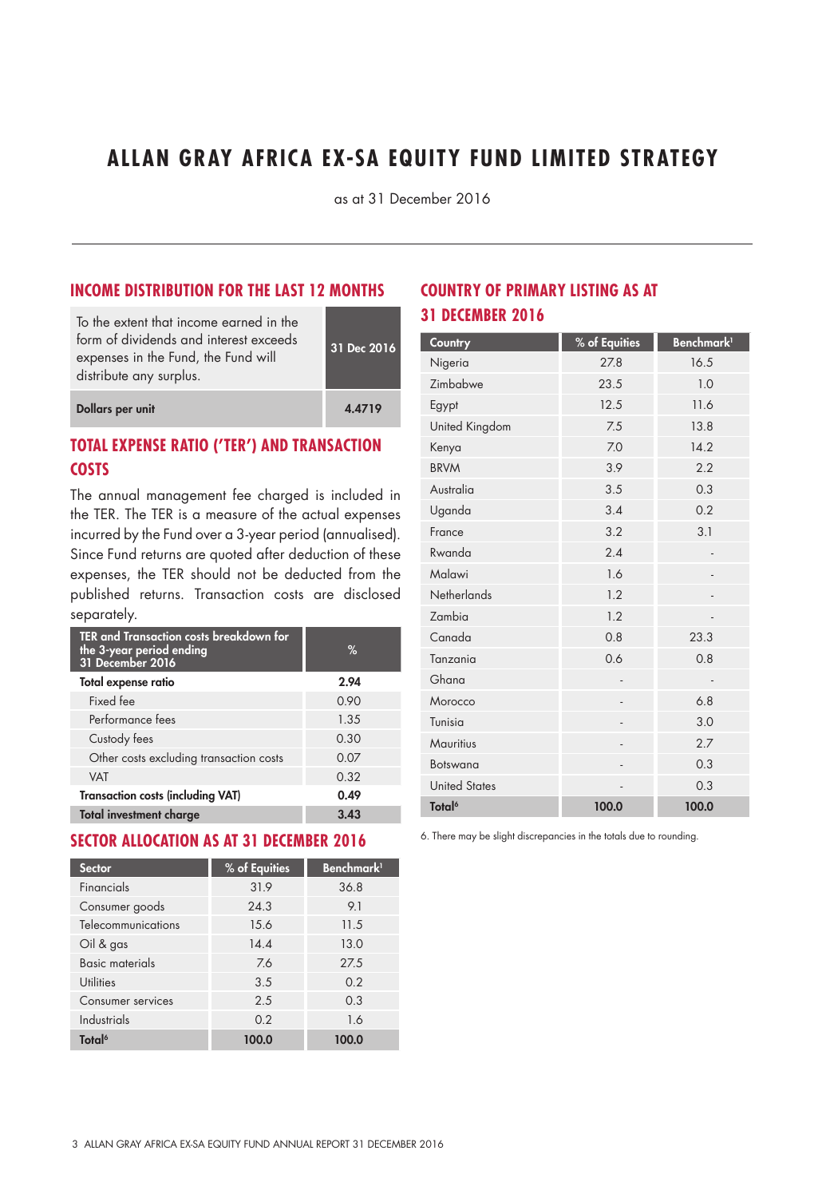# ALLAN GRAY AFRICA EX-SA EQUITY FUND LIMITED STRATEGY

as at 31 December 2016

## INCOME DISTRIBUTION FOR THE LAST 12 MONTHS

| To the extent that income earned in the form of dividends and interest exceeds expenses in the Fund, the Fund will distribute any surplus. | 31 Dec 2016 |
|---|---|
| **Dollars per unit** | **4.4719** |

## TOTAL EXPENSE RATIO ('TER') AND TRANSACTION COSTS

The annual management fee charged is included in the TER. The TER is a measure of the actual expenses incurred by the Fund over a 3-year period (annualised). Since Fund returns are quoted after deduction of these expenses, the TER should not be deducted from the published returns. Transaction costs are disclosed separately.

| TER and Transaction costs breakdown for the 3-year period ending 31 December 2016 | % |
|---|---|
| **Total expense ratio** | **2.94** |
| Fixed fee | 0.90 |
| Performance fees | 1.35 |
| Custody fees | 0.30 |
| Other costs excluding transaction costs | 0.07 |
| VAT | 0.32 |
| **Transaction costs (including VAT)** | **0.49** |
| **Total investment charge** | **3.43** |

## SECTOR ALLOCATION AS AT 31 DECEMBER 2016

| Sector | % of Equities | Benchmark[1] |
|---|---|---|
| Financials | 31.9 | 36.8 |
| Consumer goods | 24.3 | 9.1 |
| Telecommunications | 15.6 | 11.5 |
| Oil & gas | 14.4 | 13.0 |
| Basic materials | 7.6 | 27.5 |
| Utilities | 3.5 | 0.2 |
| Consumer services | 2.5 | 0.3 |
| Industrials | 0.2 | 1.6 |
| **Total[6]** | **100.0** | **100.0** |

## COUNTRY OF PRIMARY LISTING AS AT 31 DECEMBER 2016

| Country | % of Equities | Benchmark[1] |
|---|---|---|
| Nigeria | 27.8 | 16.5 |
| Zimbabwe | 23.5 | 1.0 |
| Egypt | 12.5 | 11.6 |
| United Kingdom | 7.5 | 13.8 |
| Kenya | 7.0 | 14.2 |
| BRVM | 3.9 | 2.2 |
| Australia | 3.5 | 0.3 |
| Uganda | 3.4 | 0.2 |
| France | 3.2 | 3.1 |
| Rwanda | 2.4 | - |
| Malawi | 1.6 | - |
| Netherlands | 1.2 | - |
| Zambia | 1.2 | - |
| Canada | 0.8 | 23.3 |
| Tanzania | 0.6 | 0.8 |
| Ghana | - | - |
| Morocco | - | 6.8 |
| Tunisia | - | 3.0 |
| Mauritius | - | 2.7 |
| Botswana | - | 0.3 |
| United States | - | 0.3 |
| **Total[6]** | **100.0** | **100.0** |

6. There may be slight discrepancies in the totals due to rounding.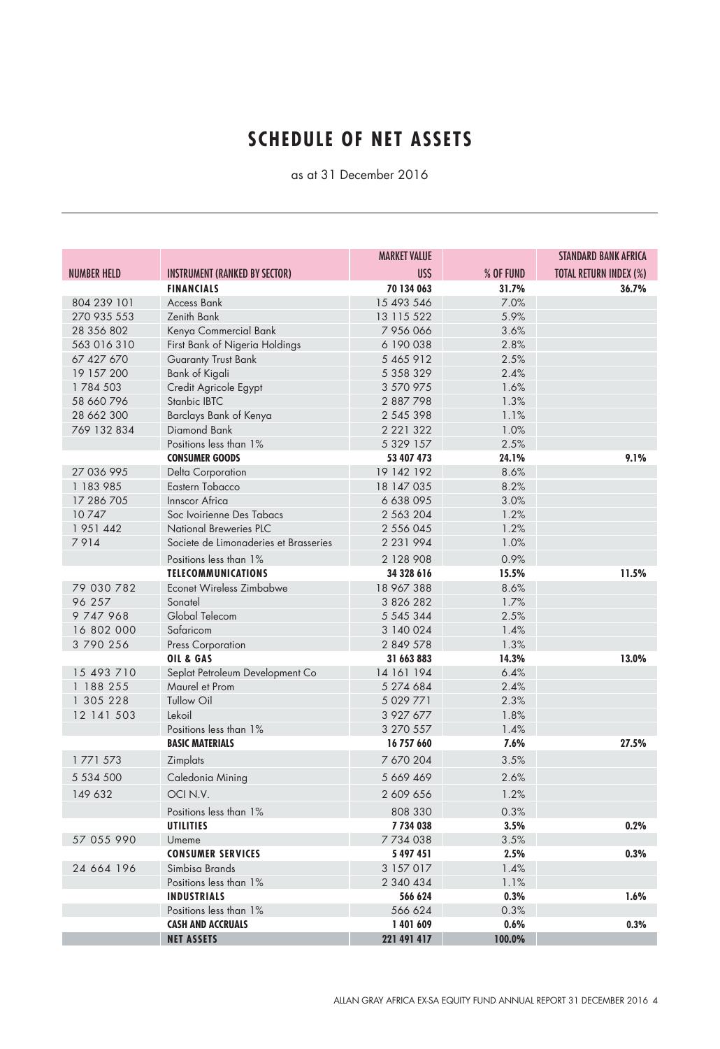# SCHEDULE OF NET ASSETS

as at 31 December 2016

| NUMBER HELD | INSTRUMENT (RANKED BY SECTOR) | MARKET VALUE US$ | % OF FUND | STANDARD BANK AFRICA TOTAL RETURN INDEX (%) |
|---|---|---|---|---|
| | **FINANCIALS** | **70 134 063** | **31.7%** | **36.7%** |
| 804 239 101 | Access Bank | 15 493 546 | 7.0% | |
| 270 935 553 | Zenith Bank | 13 115 522 | 5.9% | |
| 28 356 802 | Kenya Commercial Bank | 7 956 066 | 3.6% | |
| 563 016 310 | First Bank of Nigeria Holdings | 6 190 038 | 2.8% | |
| 67 427 670 | Guaranty Trust Bank | 5 465 912 | 2.5% | |
| 19 157 200 | Bank of Kigali | 5 358 329 | 2.4% | |
| 1 784 503 | Credit Agricole Egypt | 3 570 975 | 1.6% | |
| 58 660 796 | Stanbic IBTC | 2 887 798 | 1.3% | |
| 28 662 300 | Barclays Bank of Kenya | 2 545 398 | 1.1% | |
| 769 132 834 | Diamond Bank | 2 221 322 | 1.0% | |
| | Positions less than 1% | 5 329 157 | 2.5% | |
| | **CONSUMER GOODS** | **53 407 473** | **24.1%** | **9.1%** |
| 27 036 995 | Delta Corporation | 19 142 192 | 8.6% | |
| 1 183 985 | Eastern Tobacco | 18 147 035 | 8.2% | |
| 17 286 705 | Innscor Africa | 6 638 095 | 3.0% | |
| 10 747 | Soc Ivoirienne Des Tabacs | 2 563 204 | 1.2% | |
| 1 951 442 | National Breweries PLC | 2 556 045 | 1.2% | |
| 7 914 | Societe de Limonaderies et Brasseries | 2 231 994 | 1.0% | |
| | Positions less than 1% | 2 128 908 | 0.9% | |
| | **TELECOMMUNICATIONS** | **34 328 616** | **15.5%** | **11.5%** |
| 79 030 782 | Econet Wireless Zimbabwe | 18 967 388 | 8.6% | |
| 96 257 | Sonatel | 3 826 282 | 1.7% | |
| 9 747 968 | Global Telecom | 5 545 344 | 2.5% | |
| 16 802 000 | Safaricom | 3 140 024 | 1.4% | |
| 3 790 256 | Press Corporation | 2 849 578 | 1.3% | |
| | **OIL & GAS** | **31 663 883** | **14.3%** | **13.0%** |
| 15 493 710 | Seplat Petroleum Development Co | 14 161 194 | 6.4% | |
| 1 188 255 | Maurel et Prom | 5 274 684 | 2.4% | |
| 1 305 228 | Tullow Oil | 5 029 771 | 2.3% | |
| 12 141 503 | Lekoil | 3 927 677 | 1.8% | |
| | Positions less than 1% | 3 270 557 | 1.4% | |
| | **BASIC MATERIALS** | **16 757 660** | **7.6%** | **27.5%** |
| 1 771 573 | Zimplats | 7 670 204 | 3.5% | |
| 5 534 500 | Caledonia Mining | 5 669 469 | 2.6% | |
| 149 632 | OCI N.V. | 2 609 656 | 1.2% | |
| | Positions less than 1% | 808 330 | 0.3% | |
| | **UTILITIES** | **7 734 038** | **3.5%** | **0.2%** |
| 57 055 990 | Umeme | 7 734 038 | 3.5% | |
| | **CONSUMER SERVICES** | **5 497 451** | **2.5%** | **0.3%** |
| 24 664 196 | Simbisa Brands | 3 157 017 | 1.4% | |
| | Positions less than 1% | 2 340 434 | 1.1% | |
| | **INDUSTRIALS** | **566 624** | **0.3%** | **1.6%** |
| | Positions less than 1% | 566 624 | 0.3% | |
| | **CASH AND ACCRUALS** | **1 401 609** | **0.6%** | **0.3%** |
| | **NET ASSETS** | **221 491 417** | **100.0%** | |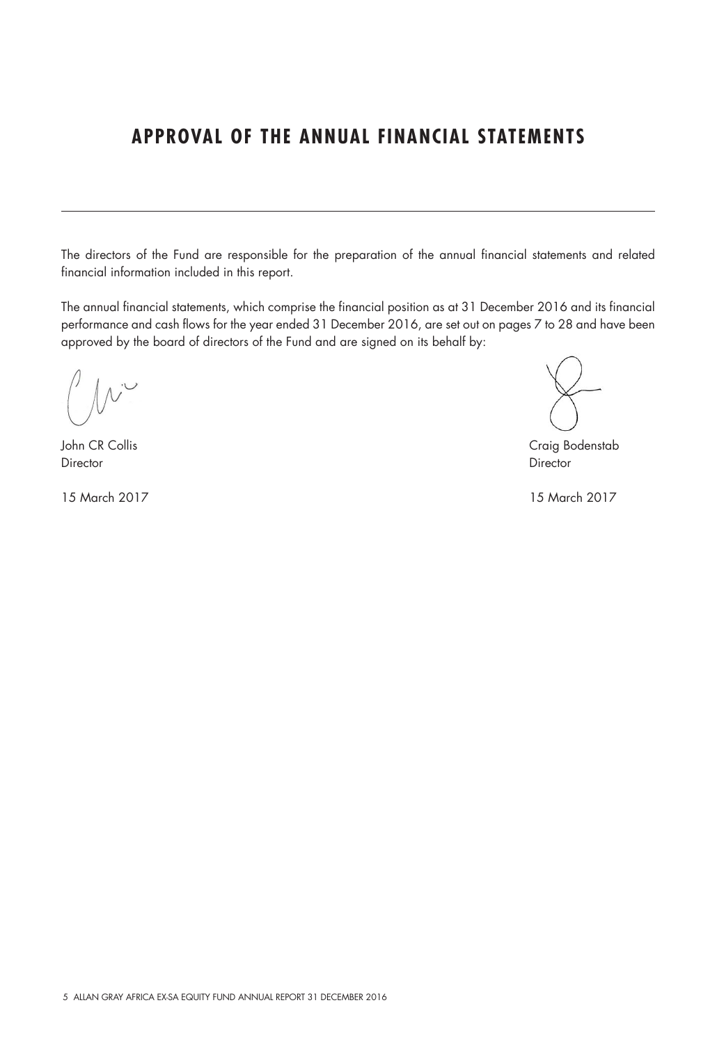# APPROVAL OF THE ANNUAL FINANCIAL STATEMENTS

The directors of the Fund are responsible for the preparation of the annual financial statements and related financial information included in this report.

The annual financial statements, which comprise the financial position as at 31 December 2016 and its financial performance and cash flows for the year ended 31 December 2016, are set out on pages 7 to 28 and have been approved by the board of directors of the Fund and are signed on its behalf by:

John CR Collis
Director

15 March 2017

Craig Bodenstab
Director

15 March 2017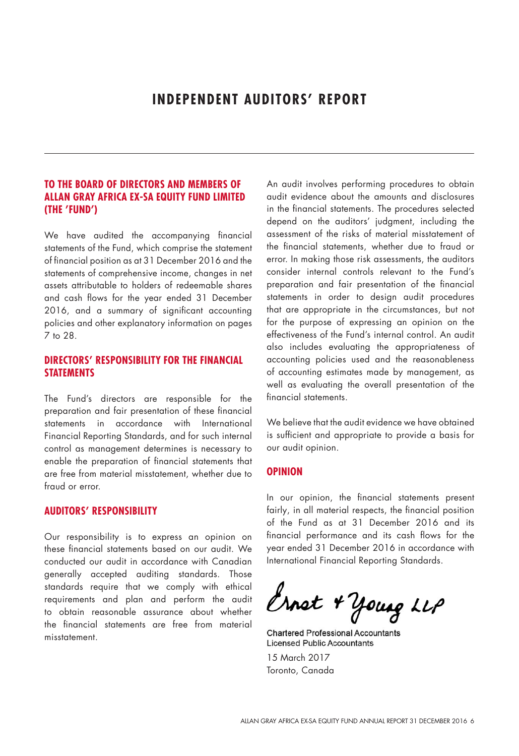# INDEPENDENT AUDITORS' REPORT

## TO THE BOARD OF DIRECTORS AND MEMBERS OF ALLAN GRAY AFRICA EX-SA EQUITY FUND LIMITED (THE 'FUND')

We have audited the accompanying financial statements of the Fund, which comprise the statement of financial position as at 31 December 2016 and the statements of comprehensive income, changes in net assets attributable to holders of redeemable shares and cash flows for the year ended 31 December 2016, and a summary of significant accounting policies and other explanatory information on pages 7 to 28.

## DIRECTORS' RESPONSIBILITY FOR THE FINANCIAL STATEMENTS

The Fund's directors are responsible for the preparation and fair presentation of these financial statements in accordance with International Financial Reporting Standards, and for such internal control as management determines is necessary to enable the preparation of financial statements that are free from material misstatement, whether due to fraud or error.

## AUDITORS' RESPONSIBILITY

Our responsibility is to express an opinion on these financial statements based on our audit. We conducted our audit in accordance with Canadian generally accepted auditing standards. Those standards require that we comply with ethical requirements and plan and perform the audit to obtain reasonable assurance about whether the financial statements are free from material misstatement.

An audit involves performing procedures to obtain audit evidence about the amounts and disclosures in the financial statements. The procedures selected depend on the auditors' judgment, including the assessment of the risks of material misstatement of the financial statements, whether due to fraud or error. In making those risk assessments, the auditors consider internal controls relevant to the Fund's preparation and fair presentation of the financial statements in order to design audit procedures that are appropriate in the circumstances, but not for the purpose of expressing an opinion on the effectiveness of the Fund's internal control. An audit also includes evaluating the appropriateness of accounting policies used and the reasonableness of accounting estimates made by management, as well as evaluating the overall presentation of the financial statements.

We believe that the audit evidence we have obtained is sufficient and appropriate to provide a basis for our audit opinion.

## OPINION

In our opinion, the financial statements present fairly, in all material respects, the financial position of the Fund as at 31 December 2016 and its financial performance and its cash flows for the year ended 31 December 2016 in accordance with International Financial Reporting Standards.

Ernst & Young LLP

Chartered Professional Accountants
Licensed Public Accountants

15 March 2017
Toronto, Canada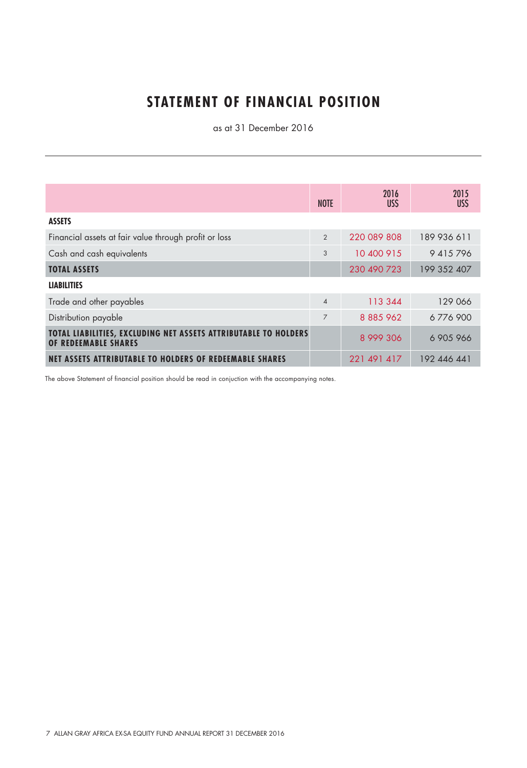# STATEMENT OF FINANCIAL POSITION

as at 31 December 2016

| | NOTE | 2016 US$ | 2015 US$ |
|---|---|---|---|
| **ASSETS** | | | |
| Financial assets at fair value through profit or loss | 2 | 220 089 808 | 189 936 611 |
| Cash and cash equivalents | 3 | 10 400 915 | 9 415 796 |
| **TOTAL ASSETS** | | 230 490 723 | 199 352 407 |
| **LIABILITIES** | | | |
| Trade and other payables | 4 | 113 344 | 129 066 |
| Distribution payable | 7 | 8 885 962 | 6 776 900 |
| **TOTAL LIABILITIES, EXCLUDING NET ASSETS ATTRIBUTABLE TO HOLDERS OF REDEEMABLE SHARES** | | 8 999 306 | 6 905 966 |
| **NET ASSETS ATTRIBUTABLE TO HOLDERS OF REDEEMABLE SHARES** | | 221 491 417 | 192 446 441 |

The above Statement of financial position should be read in conjuction with the accompanying notes.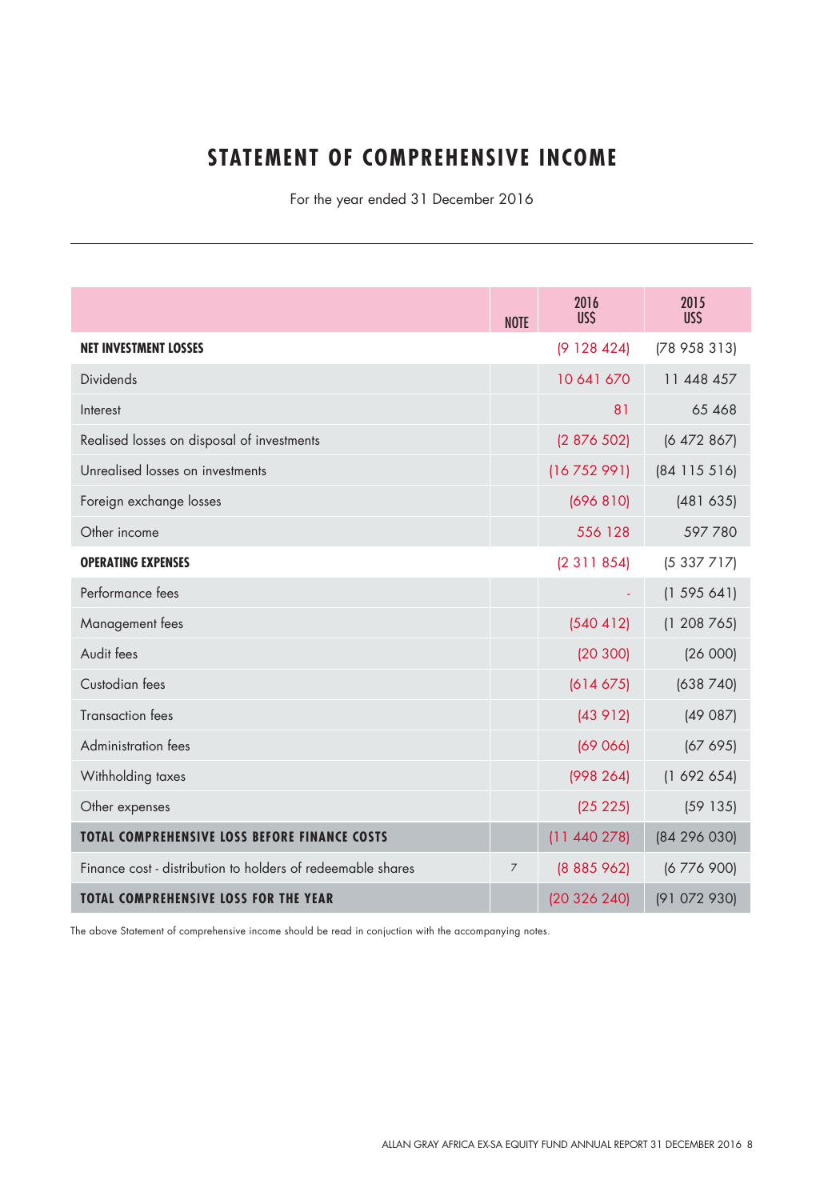# STATEMENT OF COMPREHENSIVE INCOME

For the year ended 31 December 2016

| | NOTE | 2016 US$ | 2015 US$ |
|---|---|---|---|
| **NET INVESTMENT LOSSES** | | (9 128 424) | (78 958 313) |
| Dividends | | 10 641 670 | 11 448 457 |
| Interest | | 81 | 65 468 |
| Realised losses on disposal of investments | | (2 876 502) | (6 472 867) |
| Unrealised losses on investments | | (16 752 991) | (84 115 516) |
| Foreign exchange losses | | (696 810) | (481 635) |
| Other income | | 556 128 | 597 780 |
| **OPERATING EXPENSES** | | (2 311 854) | (5 337 717) |
| Performance fees | | - | (1 595 641) |
| Management fees | | (540 412) | (1 208 765) |
| Audit fees | | (20 300) | (26 000) |
| Custodian fees | | (614 675) | (638 740) |
| Transaction fees | | (43 912) | (49 087) |
| Administration fees | | (69 066) | (67 695) |
| Withholding taxes | | (998 264) | (1 692 654) |
| Other expenses | | (25 225) | (59 135) |
| **TOTAL COMPREHENSIVE LOSS BEFORE FINANCE COSTS** | | (11 440 278) | (84 296 030) |
| Finance cost - distribution to holders of redeemable shares | 7 | (8 885 962) | (6 776 900) |
| **TOTAL COMPREHENSIVE LOSS FOR THE YEAR** | | (20 326 240) | (91 072 930) |

The above Statement of comprehensive income should be read in conjuction with the accompanying notes.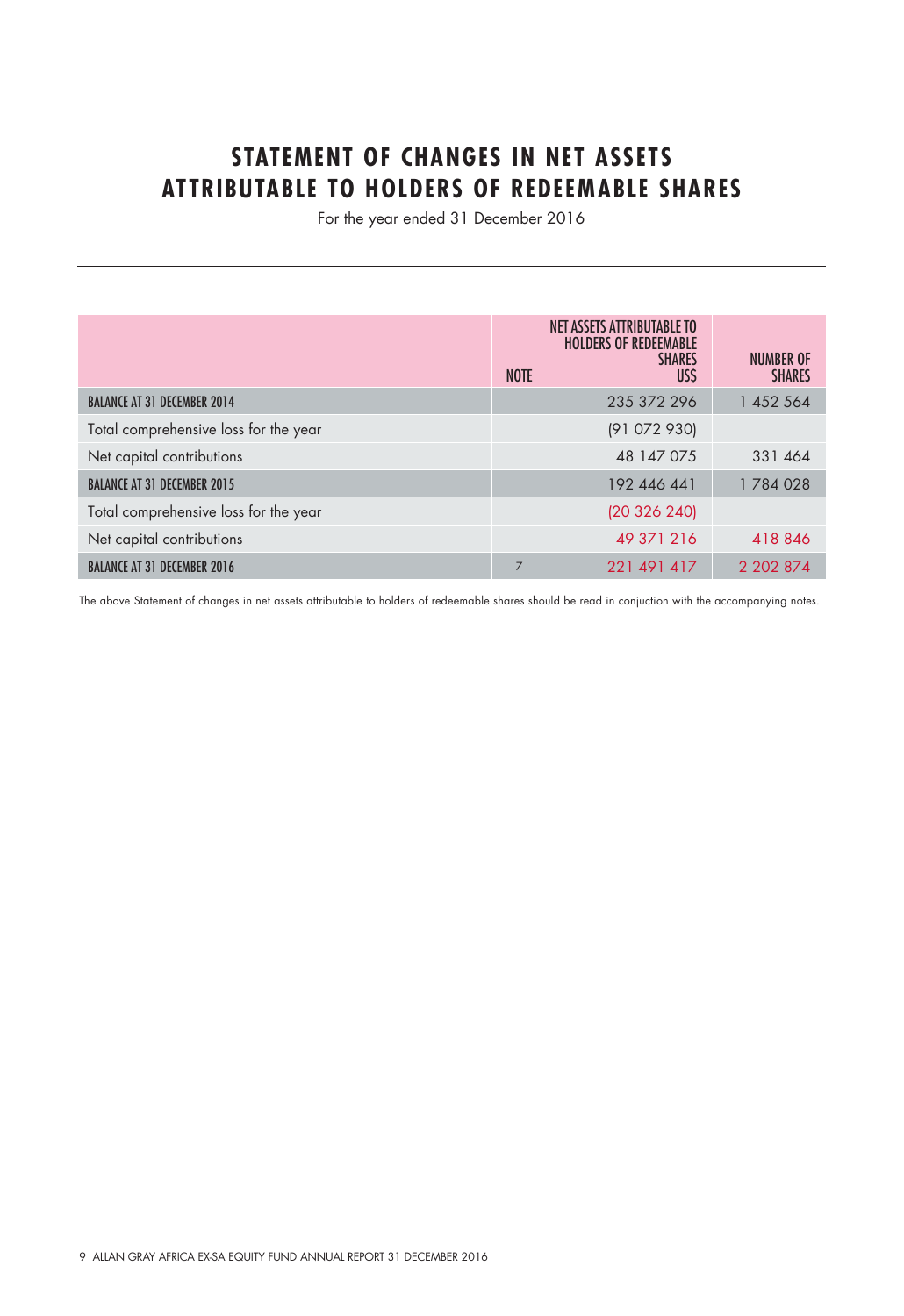# STATEMENT OF CHANGES IN NET ASSETS ATTRIBUTABLE TO HOLDERS OF REDEEMABLE SHARES

For the year ended 31 December 2016

| | NOTE | NET ASSETS ATTRIBUTABLE TO HOLDERS OF REDEEMABLE SHARES US$ | NUMBER OF SHARES |
|---|---|---|---|
| BALANCE AT 31 DECEMBER 2014 | | 235 372 296 | 1 452 564 |
| Total comprehensive loss for the year | | (91 072 930) | |
| Net capital contributions | | 48 147 075 | 331 464 |
| BALANCE AT 31 DECEMBER 2015 | | 192 446 441 | 1 784 028 |
| Total comprehensive loss for the year | | (20 326 240) | |
| Net capital contributions | | 49 371 216 | 418 846 |
| BALANCE AT 31 DECEMBER 2016 | 7 | 221 491 417 | 2 202 874 |

The above Statement of changes in net assets attributable to holders of redeemable shares should be read in conjuction with the accompanying notes.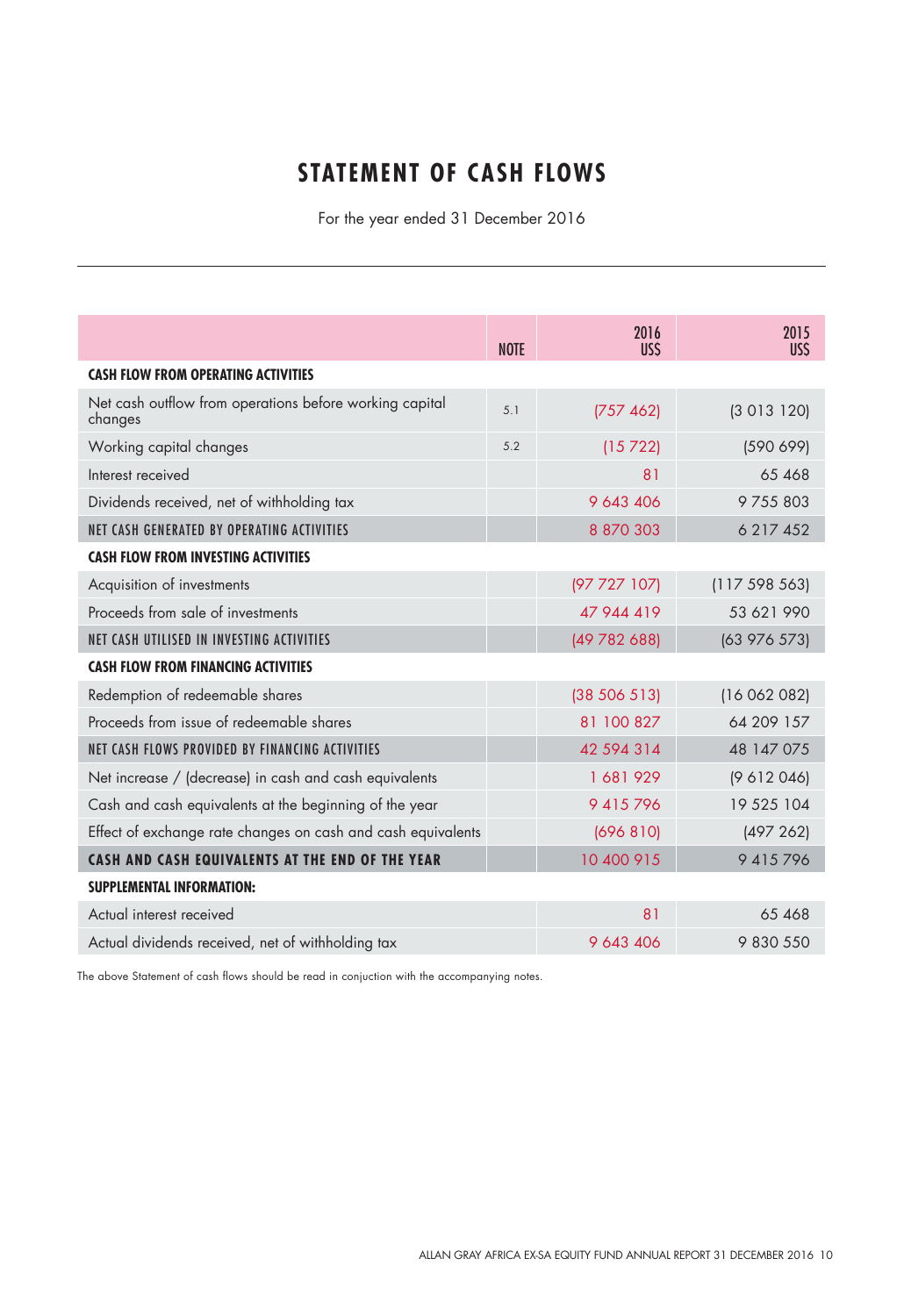# STATEMENT OF CASH FLOWS

For the year ended 31 December 2016

| | NOTE | 2016 US$ | 2015 US$ |
|---|---|---|---|
| **CASH FLOW FROM OPERATING ACTIVITIES** | | | |
| Net cash outflow from operations before working capital changes | 5.1 | (757 462) | (3 013 120) |
| Working capital changes | 5.2 | (15 722) | (590 699) |
| Interest received | | 81 | 65 468 |
| Dividends received, net of withholding tax | | 9 643 406 | 9 755 803 |
| NET CASH GENERATED BY OPERATING ACTIVITIES | | 8 870 303 | 6 217 452 |
| **CASH FLOW FROM INVESTING ACTIVITIES** | | | |
| Acquisition of investments | | (97 727 107) | (117 598 563) |
| Proceeds from sale of investments | | 47 944 419 | 53 621 990 |
| NET CASH UTILISED IN INVESTING ACTIVITIES | | (49 782 688) | (63 976 573) |
| **CASH FLOW FROM FINANCING ACTIVITIES** | | | |
| Redemption of redeemable shares | | (38 506 513) | (16 062 082) |
| Proceeds from issue of redeemable shares | | 81 100 827 | 64 209 157 |
| NET CASH FLOWS PROVIDED BY FINANCING ACTIVITIES | | 42 594 314 | 48 147 075 |
| Net increase / (decrease) in cash and cash equivalents | | 1 681 929 | (9 612 046) |
| Cash and cash equivalents at the beginning of the year | | 9 415 796 | 19 525 104 |
| Effect of exchange rate changes on cash and cash equivalents | | (696 810) | (497 262) |
| **CASH AND CASH EQUIVALENTS AT THE END OF THE YEAR** | | 10 400 915 | 9 415 796 |
| **SUPPLEMENTAL INFORMATION:** | | | |
| Actual interest received | | 81 | 65 468 |
| Actual dividends received, net of withholding tax | | 9 643 406 | 9 830 550 |

The above Statement of cash flows should be read in conjuction with the accompanying notes.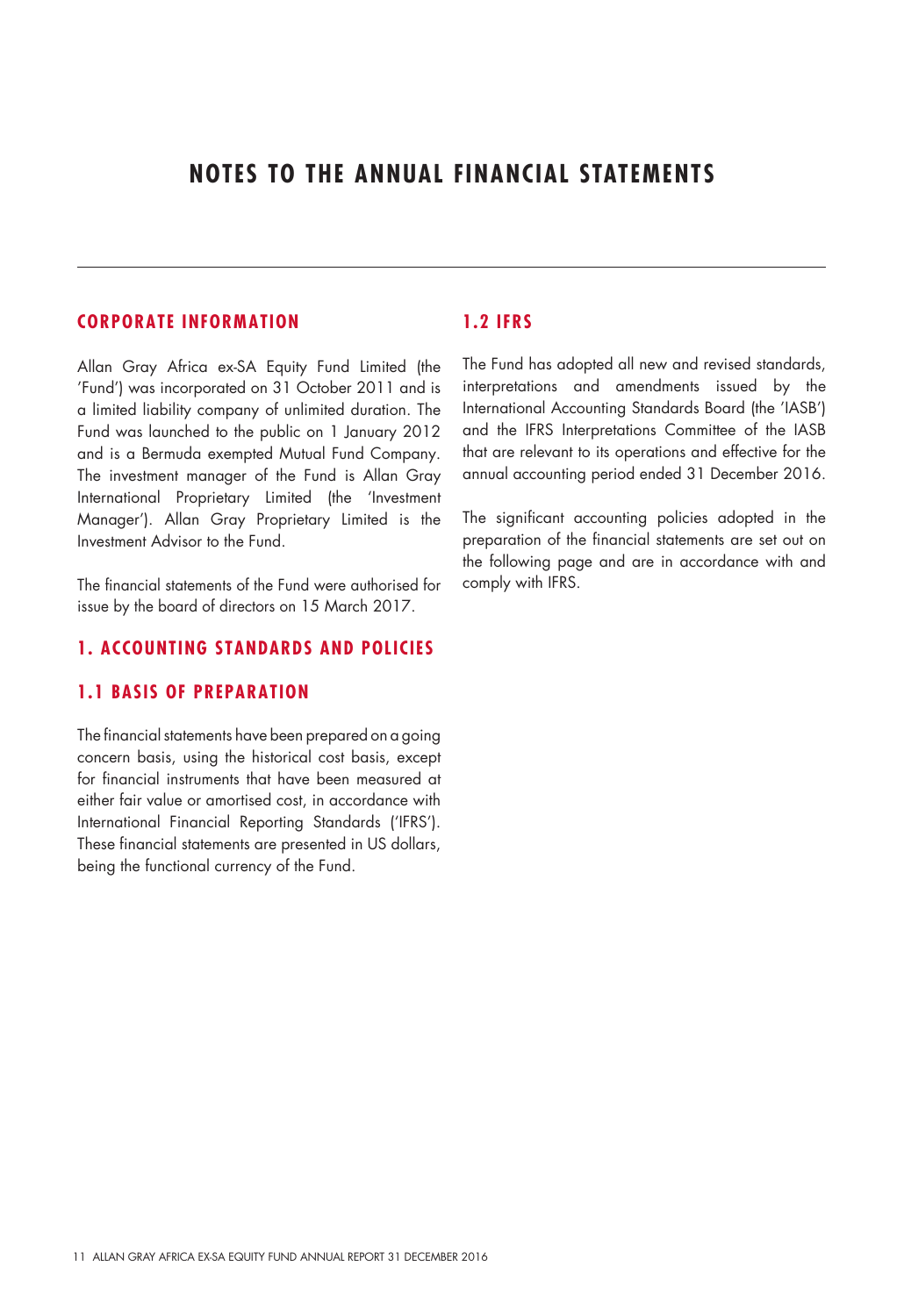# NOTES TO THE ANNUAL FINANCIAL STATEMENTS

## CORPORATE INFORMATION

Allan Gray Africa ex-SA Equity Fund Limited (the 'Fund') was incorporated on 31 October 2011 and is a limited liability company of unlimited duration. The Fund was launched to the public on 1 January 2012 and is a Bermuda exempted Mutual Fund Company. The investment manager of the Fund is Allan Gray International Proprietary Limited (the 'Investment Manager'). Allan Gray Proprietary Limited is the Investment Advisor to the Fund.

The financial statements of the Fund were authorised for issue by the board of directors on 15 March 2017.

## 1. ACCOUNTING STANDARDS AND POLICIES

### 1.1 BASIS OF PREPARATION

The financial statements have been prepared on a going concern basis, using the historical cost basis, except for financial instruments that have been measured at either fair value or amortised cost, in accordance with International Financial Reporting Standards ('IFRS'). These financial statements are presented in US dollars, being the functional currency of the Fund.

### 1.2 IFRS

The Fund has adopted all new and revised standards, interpretations and amendments issued by the International Accounting Standards Board (the 'IASB') and the IFRS Interpretations Committee of the IASB that are relevant to its operations and effective for the annual accounting period ended 31 December 2016.

The significant accounting policies adopted in the preparation of the financial statements are set out on the following page and are in accordance with and comply with IFRS.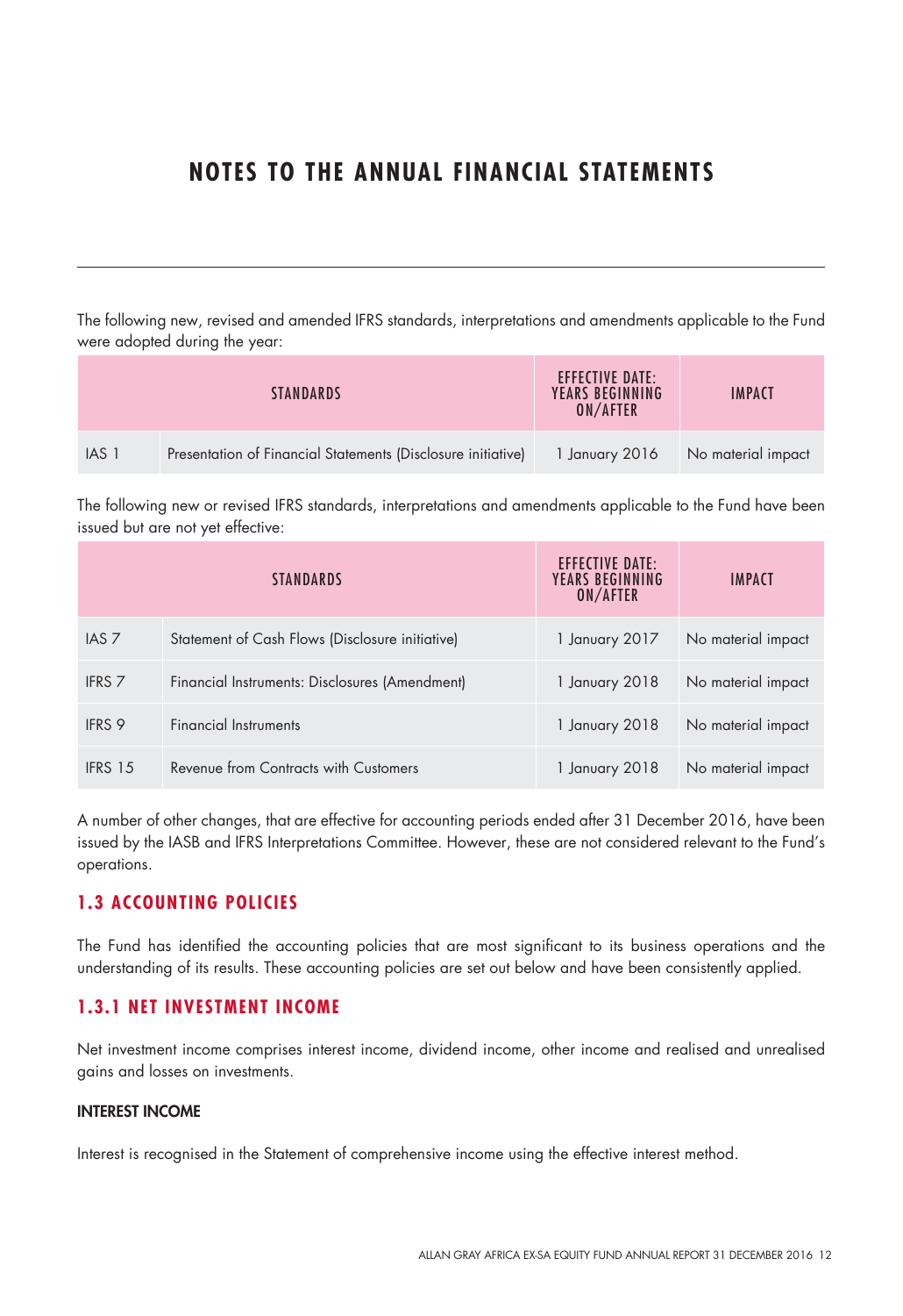# NOTES TO THE ANNUAL FINANCIAL STATEMENTS

The following new, revised and amended IFRS standards, interpretations and amendments applicable to the Fund were adopted during the year:

| STANDARDS | | EFFECTIVE DATE: YEARS BEGINNING ON/AFTER | IMPACT |
|---|---|---|---|
| IAS 1 | Presentation of Financial Statements (Disclosure initiative) | 1 January 2016 | No material impact |

The following new or revised IFRS standards, interpretations and amendments applicable to the Fund have been issued but are not yet effective:

| STANDARDS | | EFFECTIVE DATE: YEARS BEGINNING ON/AFTER | IMPACT |
|---|---|---|---|
| IAS 7 | Statement of Cash Flows (Disclosure initiative) | 1 January 2017 | No material impact |
| IFRS 7 | Financial Instruments: Disclosures (Amendment) | 1 January 2018 | No material impact |
| IFRS 9 | Financial Instruments | 1 January 2018 | No material impact |
| IFRS 15 | Revenue from Contracts with Customers | 1 January 2018 | No material impact |

A number of other changes, that are effective for accounting periods ended after 31 December 2016, have been issued by the IASB and IFRS Interpretations Committee. However, these are not considered relevant to the Fund's operations.

## 1.3 ACCOUNTING POLICIES

The Fund has identified the accounting policies that are most significant to its business operations and the understanding of its results. These accounting policies are set out below and have been consistently applied.

## 1.3.1 NET INVESTMENT INCOME

Net investment income comprises interest income, dividend income, other income and realised and unrealised gains and losses on investments.

**INTEREST INCOME**

Interest is recognised in the Statement of comprehensive income using the effective interest method.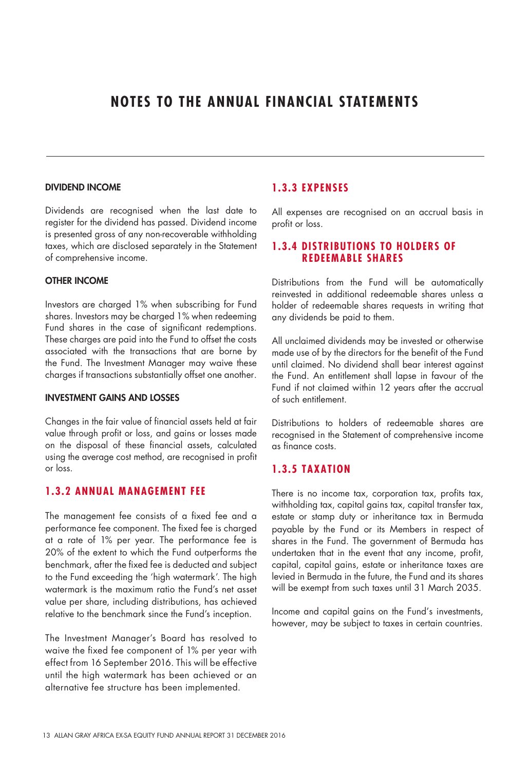# NOTES TO THE ANNUAL FINANCIAL STATEMENTS

#### DIVIDEND INCOME

Dividends are recognised when the last date to register for the dividend has passed. Dividend income is presented gross of any non-recoverable withholding taxes, which are disclosed separately in the Statement of comprehensive income.

#### OTHER INCOME

Investors are charged 1% when subscribing for Fund shares. Investors may be charged 1% when redeeming Fund shares in the case of significant redemptions. These charges are paid into the Fund to offset the costs associated with the transactions that are borne by the Fund. The Investment Manager may waive these charges if transactions substantially offset one another.

#### INVESTMENT GAINS AND LOSSES

Changes in the fair value of financial assets held at fair value through profit or loss, and gains or losses made on the disposal of these financial assets, calculated using the average cost method, are recognised in profit or loss.

### 1.3.2 ANNUAL MANAGEMENT FEE

The management fee consists of a fixed fee and a performance fee component. The fixed fee is charged at a rate of 1% per year. The performance fee is 20% of the extent to which the Fund outperforms the benchmark, after the fixed fee is deducted and subject to the Fund exceeding the 'high watermark'. The high watermark is the maximum ratio the Fund's net asset value per share, including distributions, has achieved relative to the benchmark since the Fund's inception.

The Investment Manager's Board has resolved to waive the fixed fee component of 1% per year with effect from 16 September 2016. This will be effective until the high watermark has been achieved or an alternative fee structure has been implemented.

### 1.3.3 EXPENSES

All expenses are recognised on an accrual basis in profit or loss.

### 1.3.4 DISTRIBUTIONS TO HOLDERS OF REDEEMABLE SHARES

Distributions from the Fund will be automatically reinvested in additional redeemable shares unless a holder of redeemable shares requests in writing that any dividends be paid to them.

All unclaimed dividends may be invested or otherwise made use of by the directors for the benefit of the Fund until claimed. No dividend shall bear interest against the Fund. An entitlement shall lapse in favour of the Fund if not claimed within 12 years after the accrual of such entitlement.

Distributions to holders of redeemable shares are recognised in the Statement of comprehensive income as finance costs.

### 1.3.5 TAXATION

There is no income tax, corporation tax, profits tax, withholding tax, capital gains tax, capital transfer tax, estate or stamp duty or inheritance tax in Bermuda payable by the Fund or its Members in respect of shares in the Fund. The government of Bermuda has undertaken that in the event that any income, profit, capital, capital gains, estate or inheritance taxes are levied in Bermuda in the future, the Fund and its shares will be exempt from such taxes until 31 March 2035.

Income and capital gains on the Fund's investments, however, may be subject to taxes in certain countries.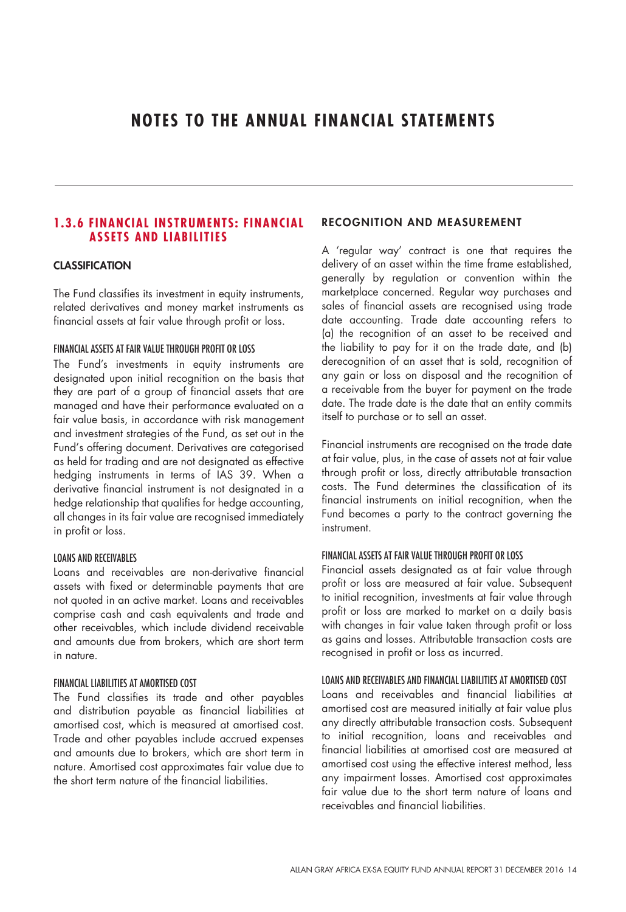# NOTES TO THE ANNUAL FINANCIAL STATEMENTS

## 1.3.6 FINANCIAL INSTRUMENTS: FINANCIAL ASSETS AND LIABILITIES

### CLASSIFICATION

The Fund classifies its investment in equity instruments, related derivatives and money market instruments as financial assets at fair value through profit or loss.

#### FINANCIAL ASSETS AT FAIR VALUE THROUGH PROFIT OR LOSS

The Fund's investments in equity instruments are designated upon initial recognition on the basis that they are part of a group of financial assets that are managed and have their performance evaluated on a fair value basis, in accordance with risk management and investment strategies of the Fund, as set out in the Fund's offering document. Derivatives are categorised as held for trading and are not designated as effective hedging instruments in terms of IAS 39. When a derivative financial instrument is not designated in a hedge relationship that qualifies for hedge accounting, all changes in its fair value are recognised immediately in profit or loss.

#### LOANS AND RECEIVABLES

Loans and receivables are non-derivative financial assets with fixed or determinable payments that are not quoted in an active market. Loans and receivables comprise cash and cash equivalents and trade and other receivables, which include dividend receivable and amounts due from brokers, which are short term in nature.

#### FINANCIAL LIABILITIES AT AMORTISED COST

The Fund classifies its trade and other payables and distribution payable as financial liabilities at amortised cost, which is measured at amortised cost. Trade and other payables include accrued expenses and amounts due to brokers, which are short term in nature. Amortised cost approximates fair value due to the short term nature of the financial liabilities.

### RECOGNITION AND MEASUREMENT

A 'regular way' contract is one that requires the delivery of an asset within the time frame established, generally by regulation or convention within the marketplace concerned. Regular way purchases and sales of financial assets are recognised using trade date accounting. Trade date accounting refers to (a) the recognition of an asset to be received and the liability to pay for it on the trade date, and (b) derecognition of an asset that is sold, recognition of any gain or loss on disposal and the recognition of a receivable from the buyer for payment on the trade date. The trade date is the date that an entity commits itself to purchase or to sell an asset.

Financial instruments are recognised on the trade date at fair value, plus, in the case of assets not at fair value through profit or loss, directly attributable transaction costs. The Fund determines the classification of its financial instruments on initial recognition, when the Fund becomes a party to the contract governing the instrument.

#### FINANCIAL ASSETS AT FAIR VALUE THROUGH PROFIT OR LOSS

Financial assets designated as at fair value through profit or loss are measured at fair value. Subsequent to initial recognition, investments at fair value through profit or loss are marked to market on a daily basis with changes in fair value taken through profit or loss as gains and losses. Attributable transaction costs are recognised in profit or loss as incurred.

#### LOANS AND RECEIVABLES AND FINANCIAL LIABILITIES AT AMORTISED COST

Loans and receivables and financial liabilities at amortised cost are measured initially at fair value plus any directly attributable transaction costs. Subsequent to initial recognition, loans and receivables and financial liabilities at amortised cost are measured at amortised cost using the effective interest method, less any impairment losses. Amortised cost approximates fair value due to the short term nature of loans and receivables and financial liabilities.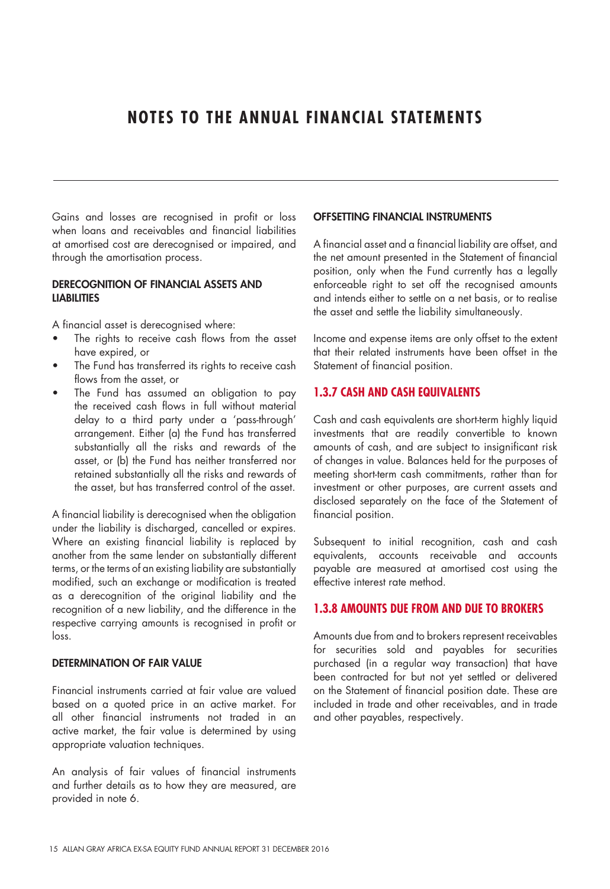# NOTES TO THE ANNUAL FINANCIAL STATEMENTS

Gains and losses are recognised in profit or loss when loans and receivables and financial liabilities at amortised cost are derecognised or impaired, and through the amortisation process.

**DERECOGNITION OF FINANCIAL ASSETS AND LIABILITIES**

A financial asset is derecognised where:

- The rights to receive cash flows from the asset have expired, or
- The Fund has transferred its rights to receive cash flows from the asset, or
- The Fund has assumed an obligation to pay the received cash flows in full without material delay to a third party under a 'pass-through' arrangement. Either (a) the Fund has transferred substantially all the risks and rewards of the asset, or (b) the Fund has neither transferred nor retained substantially all the risks and rewards of the asset, but has transferred control of the asset.

A financial liability is derecognised when the obligation under the liability is discharged, cancelled or expires. Where an existing financial liability is replaced by another from the same lender on substantially different terms, or the terms of an existing liability are substantially modified, such an exchange or modification is treated as a derecognition of the original liability and the recognition of a new liability, and the difference in the respective carrying amounts is recognised in profit or loss.

**DETERMINATION OF FAIR VALUE**

Financial instruments carried at fair value are valued based on a quoted price in an active market. For all other financial instruments not traded in an active market, the fair value is determined by using appropriate valuation techniques.

An analysis of fair values of financial instruments and further details as to how they are measured, are provided in note 6.

**OFFSETTING FINANCIAL INSTRUMENTS**

A financial asset and a financial liability are offset, and the net amount presented in the Statement of financial position, only when the Fund currently has a legally enforceable right to set off the recognised amounts and intends either to settle on a net basis, or to realise the asset and settle the liability simultaneously.

Income and expense items are only offset to the extent that their related instruments have been offset in the Statement of financial position.

## 1.3.7 CASH AND CASH EQUIVALENTS

Cash and cash equivalents are short-term highly liquid investments that are readily convertible to known amounts of cash, and are subject to insignificant risk of changes in value. Balances held for the purposes of meeting short-term cash commitments, rather than for investment or other purposes, are current assets and disclosed separately on the face of the Statement of financial position.

Subsequent to initial recognition, cash and cash equivalents, accounts receivable and accounts payable are measured at amortised cost using the effective interest rate method.

## 1.3.8 AMOUNTS DUE FROM AND DUE TO BROKERS

Amounts due from and to brokers represent receivables for securities sold and payables for securities purchased (in a regular way transaction) that have been contracted for but not yet settled or delivered on the Statement of financial position date. These are included in trade and other receivables, and in trade and other payables, respectively.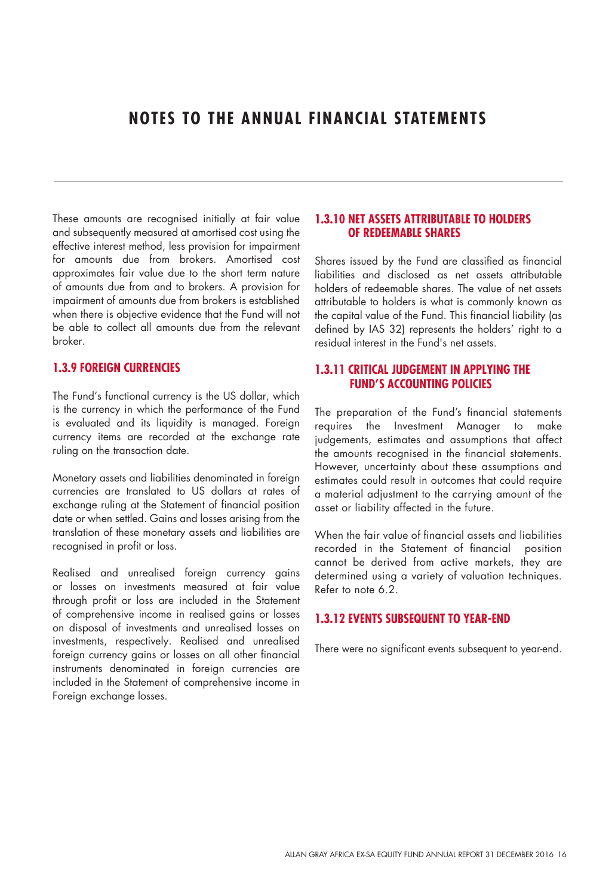# NOTES TO THE ANNUAL FINANCIAL STATEMENTS

These amounts are recognised initially at fair value and subsequently measured at amortised cost using the effective interest method, less provision for impairment for amounts due from brokers. Amortised cost approximates fair value due to the short term nature of amounts due from and to brokers. A provision for impairment of amounts due from brokers is established when there is objective evidence that the Fund will not be able to collect all amounts due from the relevant broker.

### 1.3.9 FOREIGN CURRENCIES

The Fund's functional currency is the US dollar, which is the currency in which the performance of the Fund is evaluated and its liquidity is managed. Foreign currency items are recorded at the exchange rate ruling on the transaction date.

Monetary assets and liabilities denominated in foreign currencies are translated to US dollars at rates of exchange ruling at the Statement of financial position date or when settled. Gains and losses arising from the translation of these monetary assets and liabilities are recognised in profit or loss.

Realised and unrealised foreign currency gains or losses on investments measured at fair value through profit or loss are included in the Statement of comprehensive income in realised gains or losses on disposal of investments and unrealised losses on investments, respectively. Realised and unrealised foreign currency gains or losses on all other financial instruments denominated in foreign currencies are included in the Statement of comprehensive income in Foreign exchange losses.

### 1.3.10 NET ASSETS ATTRIBUTABLE TO HOLDERS OF REDEEMABLE SHARES

Shares issued by the Fund are classified as financial liabilities and disclosed as net assets attributable holders of redeemable shares. The value of net assets attributable to holders is what is commonly known as the capital value of the Fund. This financial liability (as defined by IAS 32) represents the holders' right to a residual interest in the Fund's net assets.

### 1.3.11 CRITICAL JUDGEMENT IN APPLYING THE FUND'S ACCOUNTING POLICIES

The preparation of the Fund's financial statements requires the Investment Manager to make judgements, estimates and assumptions that affect the amounts recognised in the financial statements. However, uncertainty about these assumptions and estimates could result in outcomes that could require a material adjustment to the carrying amount of the asset or liability affected in the future.

When the fair value of financial assets and liabilities recorded in the Statement of financial position cannot be derived from active markets, they are determined using a variety of valuation techniques. Refer to note 6.2.

### 1.3.12 EVENTS SUBSEQUENT TO YEAR-END

There were no significant events subsequent to year-end.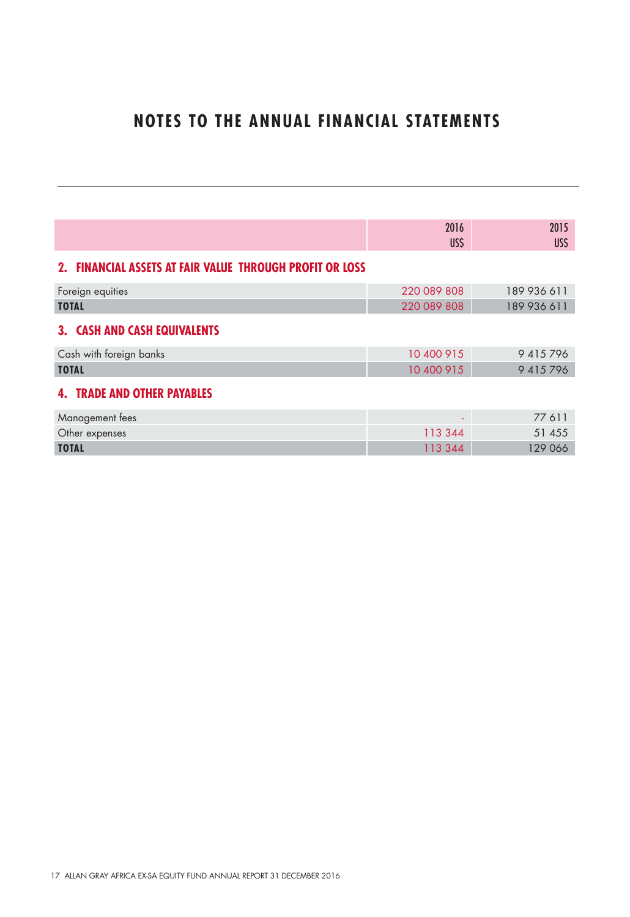# NOTES TO THE ANNUAL FINANCIAL STATEMENTS

| | 2016<br>US$ | 2015<br>US$ |
|---|---|---|
| **2. FINANCIAL ASSETS AT FAIR VALUE THROUGH PROFIT OR LOSS** | | |
| Foreign equities | 220 089 808 | 189 936 611 |
| **TOTAL** | 220 089 808 | 189 936 611 |
| **3. CASH AND CASH EQUIVALENTS** | | |
| Cash with foreign banks | 10 400 915 | 9 415 796 |
| **TOTAL** | 10 400 915 | 9 415 796 |
| **4. TRADE AND OTHER PAYABLES** | | |
| Management fees | - | 77 611 |
| Other expenses | 113 344 | 51 455 |
| **TOTAL** | 113 344 | 129 066 |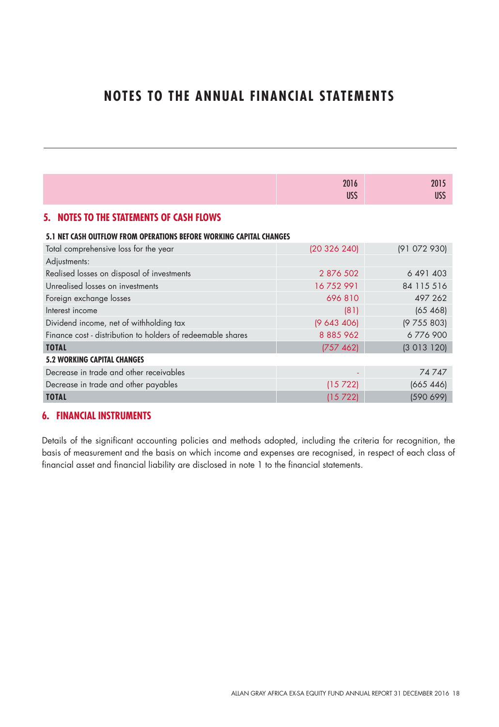# NOTES TO THE ANNUAL FINANCIAL STATEMENTS

| | 2016 US$ | 2015 US$ |
|---|---|---|

## 5. NOTES TO THE STATEMENTS OF CASH FLOWS

### 5.1 NET CASH OUTFLOW FROM OPERATIONS BEFORE WORKING CAPITAL CHANGES

| | 2016 US$ | 2015 US$ |
|---|---|---|
| Total comprehensive loss for the year | (20 326 240) | (91 072 930) |
| Adjustments: | | |
| Realised losses on disposal of investments | 2 876 502 | 6 491 403 |
| Unrealised losses on investments | 16 752 991 | 84 115 516 |
| Foreign exchange losses | 696 810 | 497 262 |
| Interest income | (81) | (65 468) |
| Dividend income, net of withholding tax | (9 643 406) | (9 755 803) |
| Finance cost - distribution to holders of redeemable shares | 8 885 962 | 6 776 900 |
| **TOTAL** | (757 462) | (3 013 120) |

### 5.2 WORKING CAPITAL CHANGES

| | 2016 US$ | 2015 US$ |
|---|---|---|
| Decrease in trade and other receivables | - | 74 747 |
| Decrease in trade and other payables | (15 722) | (665 446) |
| **TOTAL** | (15 722) | (590 699) |

## 6. FINANCIAL INSTRUMENTS

Details of the significant accounting policies and methods adopted, including the criteria for recognition, the basis of measurement and the basis on which income and expenses are recognised, in respect of each class of financial asset and financial liability are disclosed in note 1 to the financial statements.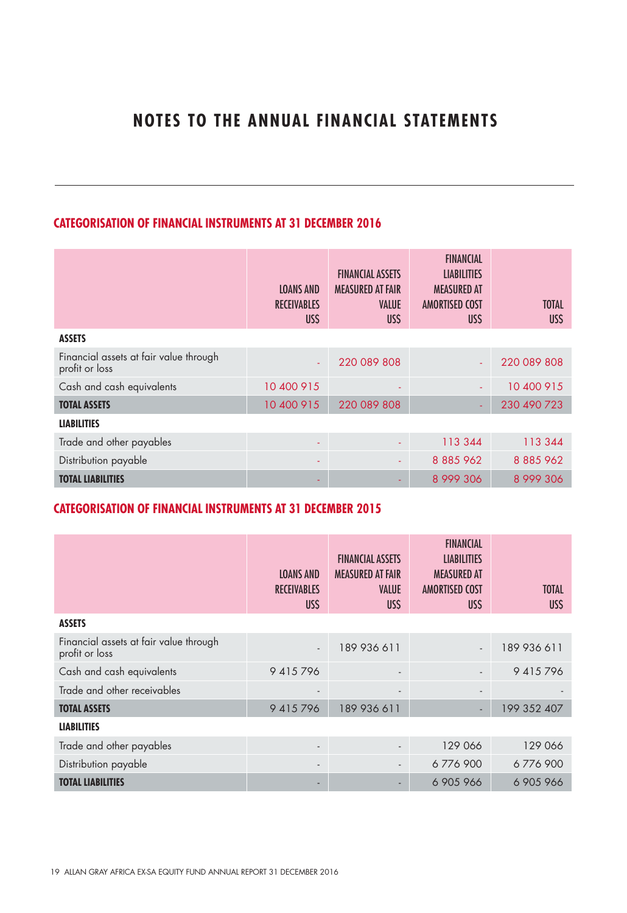# NOTES TO THE ANNUAL FINANCIAL STATEMENTS

## CATEGORISATION OF FINANCIAL INSTRUMENTS AT 31 DECEMBER 2016

| | LOANS AND RECEIVABLES US$ | FINANCIAL ASSETS MEASURED AT FAIR VALUE US$ | FINANCIAL LIABILITIES MEASURED AT AMORTISED COST US$ | TOTAL US$ |
|---|---|---|---|---|
| **ASSETS** | | | | |
| Financial assets at fair value through profit or loss | - | 220 089 808 | - | 220 089 808 |
| Cash and cash equivalents | 10 400 915 | - | - | 10 400 915 |
| **TOTAL ASSETS** | 10 400 915 | 220 089 808 | - | 230 490 723 |
| **LIABILITIES** | | | | |
| Trade and other payables | - | - | 113 344 | 113 344 |
| Distribution payable | - | - | 8 885 962 | 8 885 962 |
| **TOTAL LIABILITIES** | - | - | 8 999 306 | 8 999 306 |

## CATEGORISATION OF FINANCIAL INSTRUMENTS AT 31 DECEMBER 2015

| | LOANS AND RECEIVABLES US$ | FINANCIAL ASSETS MEASURED AT FAIR VALUE US$ | FINANCIAL LIABILITIES MEASURED AT AMORTISED COST US$ | TOTAL US$ |
|---|---|---|---|---|
| **ASSETS** | | | | |
| Financial assets at fair value through profit or loss | - | 189 936 611 | - | 189 936 611 |
| Cash and cash equivalents | 9 415 796 | - | - | 9 415 796 |
| Trade and other receivables | - | - | - | - |
| **TOTAL ASSETS** | 9 415 796 | 189 936 611 | - | 199 352 407 |
| **LIABILITIES** | | | | |
| Trade and other payables | - | - | 129 066 | 129 066 |
| Distribution payable | - | - | 6 776 900 | 6 776 900 |
| **TOTAL LIABILITIES** | - | - | 6 905 966 | 6 905 966 |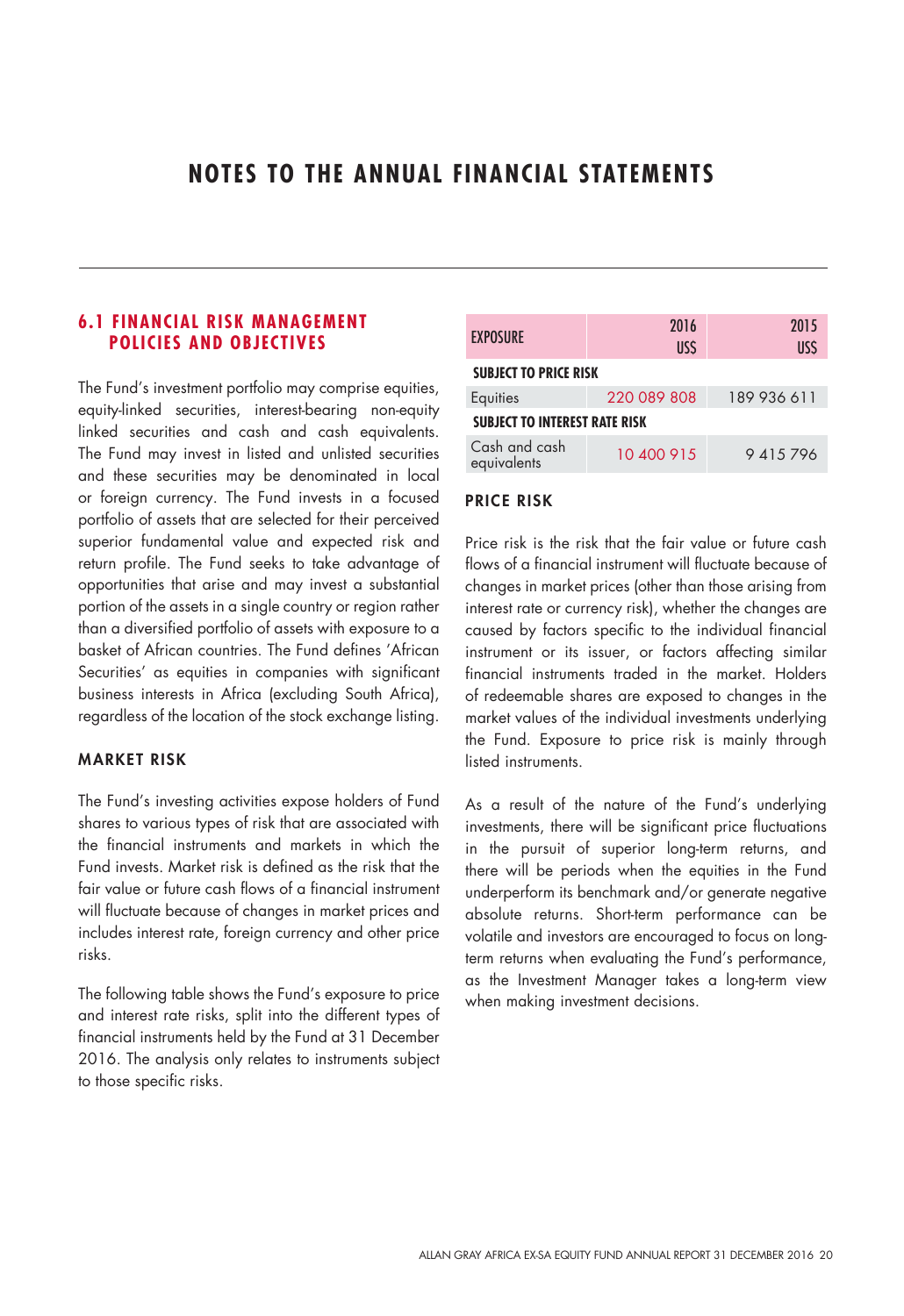# NOTES TO THE ANNUAL FINANCIAL STATEMENTS

## 6.1 FINANCIAL RISK MANAGEMENT POLICIES AND OBJECTIVES

The Fund's investment portfolio may comprise equities, equity-linked securities, interest-bearing non-equity linked securities and cash and cash equivalents. The Fund may invest in listed and unlisted securities and these securities may be denominated in local or foreign currency. The Fund invests in a focused portfolio of assets that are selected for their perceived superior fundamental value and expected risk and return profile. The Fund seeks to take advantage of opportunities that arise and may invest a substantial portion of the assets in a single country or region rather than a diversified portfolio of assets with exposure to a basket of African countries. The Fund defines 'African Securities' as equities in companies with significant business interests in Africa (excluding South Africa), regardless of the location of the stock exchange listing.

### MARKET RISK

The Fund's investing activities expose holders of Fund shares to various types of risk that are associated with the financial instruments and markets in which the Fund invests. Market risk is defined as the risk that the fair value or future cash flows of a financial instrument will fluctuate because of changes in market prices and includes interest rate, foreign currency and other price risks.

The following table shows the Fund's exposure to price and interest rate risks, split into the different types of financial instruments held by the Fund at 31 December 2016. The analysis only relates to instruments subject to those specific risks.

| EXPOSURE | 2016 US$ | 2015 US$ |
|---|---|---|
| **SUBJECT TO PRICE RISK** | | |
| Equities | 220 089 808 | 189 936 611 |
| **SUBJECT TO INTEREST RATE RISK** | | |
| Cash and cash equivalents | 10 400 915 | 9 415 796 |

### PRICE RISK

Price risk is the risk that the fair value or future cash flows of a financial instrument will fluctuate because of changes in market prices (other than those arising from interest rate or currency risk), whether the changes are caused by factors specific to the individual financial instrument or its issuer, or factors affecting similar financial instruments traded in the market. Holders of redeemable shares are exposed to changes in the market values of the individual investments underlying the Fund. Exposure to price risk is mainly through listed instruments.

As a result of the nature of the Fund's underlying investments, there will be significant price fluctuations in the pursuit of superior long-term returns, and there will be periods when the equities in the Fund underperform its benchmark and/or generate negative absolute returns. Short-term performance can be volatile and investors are encouraged to focus on long-term returns when evaluating the Fund's performance, as the Investment Manager takes a long-term view when making investment decisions.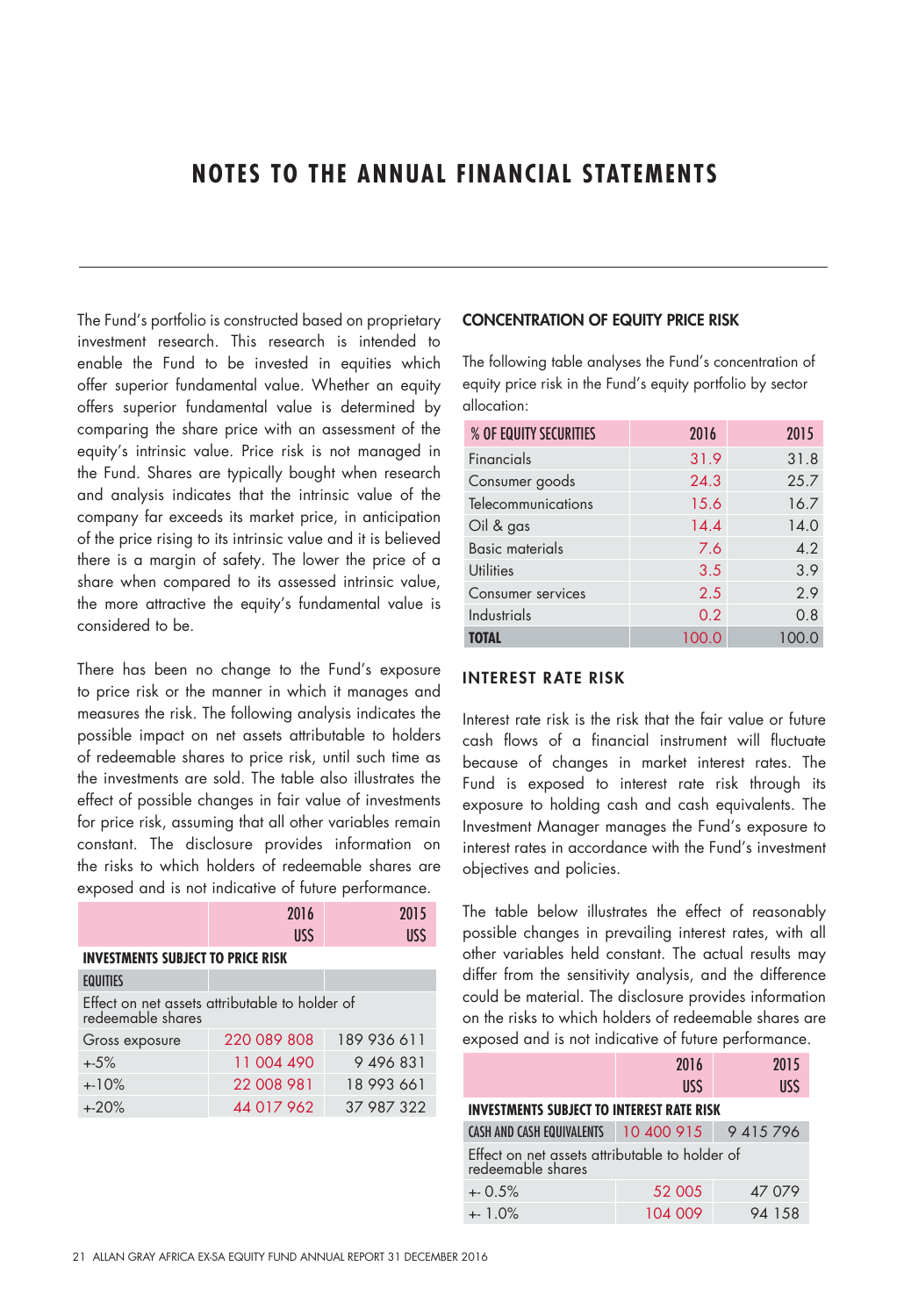# NOTES TO THE ANNUAL FINANCIAL STATEMENTS

The Fund's portfolio is constructed based on proprietary investment research. This research is intended to enable the Fund to be invested in equities which offer superior fundamental value. Whether an equity offers superior fundamental value is determined by comparing the share price with an assessment of the equity's intrinsic value. Price risk is not managed in the Fund. Shares are typically bought when research and analysis indicates that the intrinsic value of the company far exceeds its market price, in anticipation of the price rising to its intrinsic value and it is believed there is a margin of safety. The lower the price of a share when compared to its assessed intrinsic value, the more attractive the equity's fundamental value is considered to be.

There has been no change to the Fund's exposure to price risk or the manner in which it manages and measures the risk. The following analysis indicates the possible impact on net assets attributable to holders of redeemable shares to price risk, until such time as the investments are sold. The table also illustrates the effect of possible changes in fair value of investments for price risk, assuming that all other variables remain constant. The disclosure provides information on the risks to which holders of redeemable shares are exposed and is not indicative of future performance.

| | 2016 US$ | 2015 US$ |
|---|---|---|
| **INVESTMENTS SUBJECT TO PRICE RISK** | | |
| **EQUITIES** | | |
| Effect on net assets attributable to holder of redeemable shares | | |
| Gross exposure | 220 089 808 | 189 936 611 |
| +-5% | 11 004 490 | 9 496 831 |
| +-10% | 22 008 981 | 18 993 661 |
| +-20% | 44 017 962 | 37 987 322 |

### CONCENTRATION OF EQUITY PRICE RISK

The following table analyses the Fund's concentration of equity price risk in the Fund's equity portfolio by sector allocation:

| % OF EQUITY SECURITIES | 2016 | 2015 |
|---|---|---|
| Financials | 31.9 | 31.8 |
| Consumer goods | 24.3 | 25.7 |
| Telecommunications | 15.6 | 16.7 |
| Oil & gas | 14.4 | 14.0 |
| Basic materials | 7.6 | 4.2 |
| Utilities | 3.5 | 3.9 |
| Consumer services | 2.5 | 2.9 |
| Industrials | 0.2 | 0.8 |
| **TOTAL** | 100.0 | 100.0 |

## INTEREST RATE RISK

Interest rate risk is the risk that the fair value or future cash flows of a financial instrument will fluctuate because of changes in market interest rates. The Fund is exposed to interest rate risk through its exposure to holding cash and cash equivalents. The Investment Manager manages the Fund's exposure to interest rates in accordance with the Fund's investment objectives and policies.

The table below illustrates the effect of reasonably possible changes in prevailing interest rates, with all other variables held constant. The actual results may differ from the sensitivity analysis, and the difference could be material. The disclosure provides information on the risks to which holders of redeemable shares are exposed and is not indicative of future performance.

| | 2016 US$ | 2015 US$ |
|---|---|---|
| **INVESTMENTS SUBJECT TO INTEREST RATE RISK** | | |
| **CASH AND CASH EQUIVALENTS** | 10 400 915 | 9 415 796 |
| Effect on net assets attributable to holder of redeemable shares | | |
| +- 0.5% | 52 005 | 47 079 |
| +- 1.0% | 104 009 | 94 158 |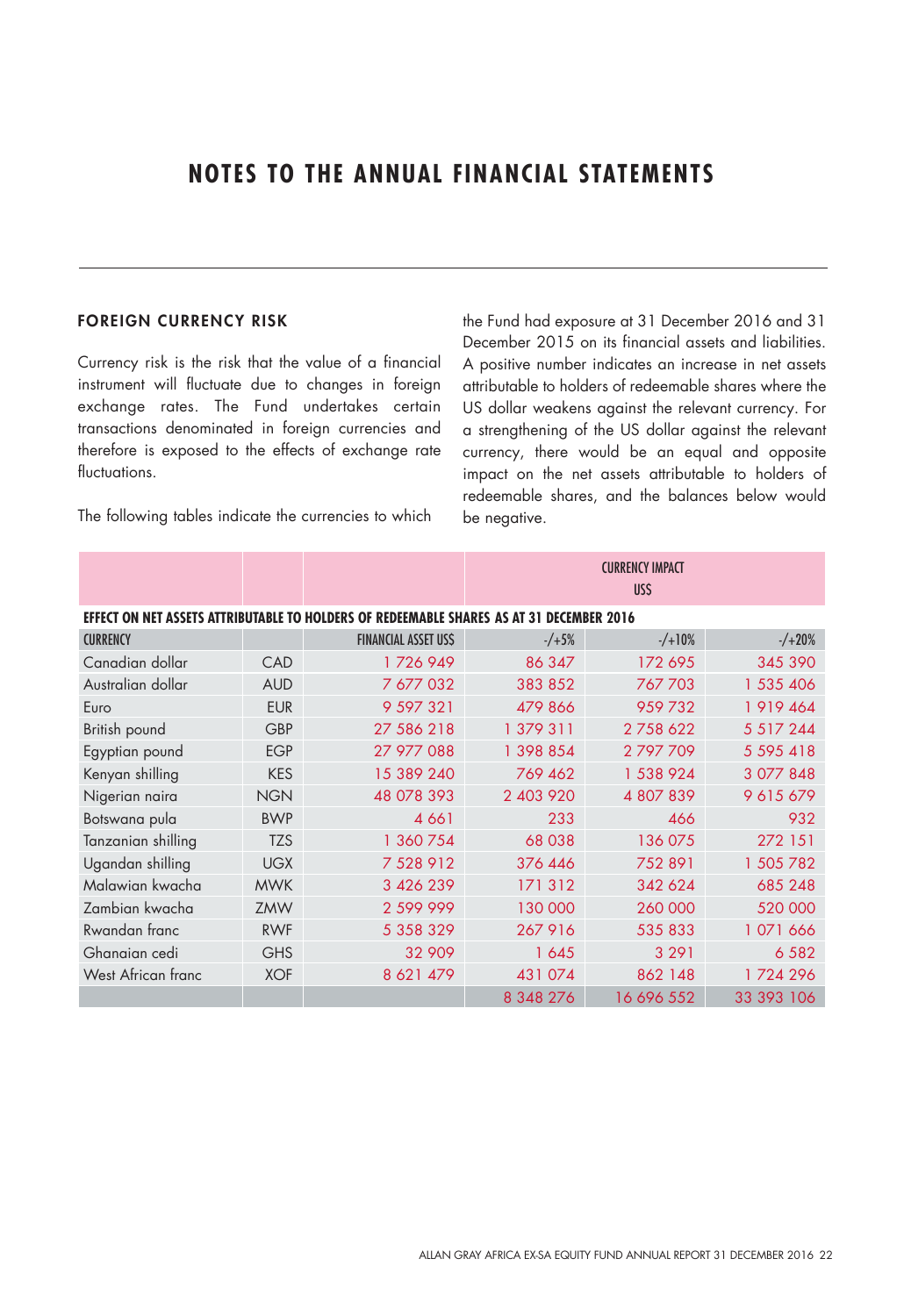# NOTES TO THE ANNUAL FINANCIAL STATEMENTS

## FOREIGN CURRENCY RISK

Currency risk is the risk that the value of a financial instrument will fluctuate due to changes in foreign exchange rates. The Fund undertakes certain transactions denominated in foreign currencies and therefore is exposed to the effects of exchange rate fluctuations.

The following tables indicate the currencies to which the Fund had exposure at 31 December 2016 and 31 December 2015 on its financial assets and liabilities. A positive number indicates an increase in net assets attributable to holders of redeemable shares where the US dollar weakens against the relevant currency. For a strengthening of the US dollar against the relevant currency, there would be an equal and opposite impact on the net assets attributable to holders of redeemable shares, and the balances below would be negative.

| | | | CURRENCY IMPACT US$ | | |
|---|---|---|---|---|---|
| **EFFECT ON NET ASSETS ATTRIBUTABLE TO HOLDERS OF REDEEMABLE SHARES AS AT 31 DECEMBER 2016** | | | | | |
| CURRENCY | | FINANCIAL ASSET US$ | -/+5% | -/+10% | -/+20% |
| Canadian dollar | CAD | 1 726 949 | 86 347 | 172 695 | 345 390 |
| Australian dollar | AUD | 7 677 032 | 383 852 | 767 703 | 1 535 406 |
| Euro | EUR | 9 597 321 | 479 866 | 959 732 | 1 919 464 |
| British pound | GBP | 27 586 218 | 1 379 311 | 2 758 622 | 5 517 244 |
| Egyptian pound | EGP | 27 977 088 | 1 398 854 | 2 797 709 | 5 595 418 |
| Kenyan shilling | KES | 15 389 240 | 769 462 | 1 538 924 | 3 077 848 |
| Nigerian naira | NGN | 48 078 393 | 2 403 920 | 4 807 839 | 9 615 679 |
| Botswana pula | BWP | 4 661 | 233 | 466 | 932 |
| Tanzanian shilling | TZS | 1 360 754 | 68 038 | 136 075 | 272 151 |
| Ugandan shilling | UGX | 7 528 912 | 376 446 | 752 891 | 1 505 782 |
| Malawian kwacha | MWK | 3 426 239 | 171 312 | 342 624 | 685 248 |
| Zambian kwacha | ZMW | 2 599 999 | 130 000 | 260 000 | 520 000 |
| Rwandan franc | RWF | 5 358 329 | 267 916 | 535 833 | 1 071 666 |
| Ghanaian cedi | GHS | 32 909 | 1 645 | 3 291 | 6 582 |
| West African franc | XOF | 8 621 479 | 431 074 | 862 148 | 1 724 296 |
| | | | 8 348 276 | 16 696 552 | 33 393 106 |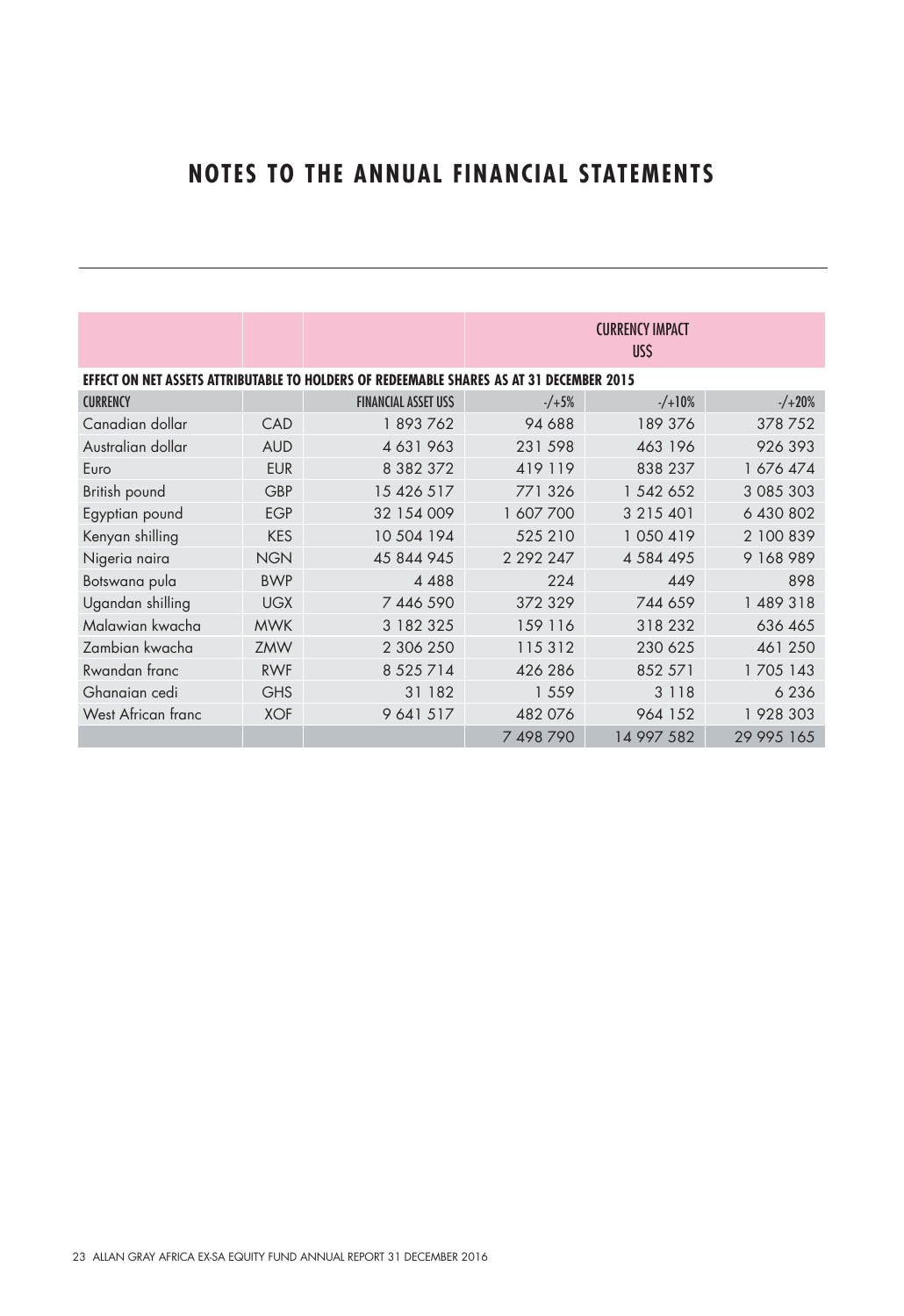# NOTES TO THE ANNUAL FINANCIAL STATEMENTS

| | | | CURRENCY IMPACT US$ | | |
|---|---|---|---|---|---|
| **EFFECT ON NET ASSETS ATTRIBUTABLE TO HOLDERS OF REDEEMABLE SHARES AS AT 31 DECEMBER 2015** | | | | | |
| CURRENCY | | FINANCIAL ASSET US$ | -/+5% | -/+10% | -/+20% |
| Canadian dollar | CAD | 1 893 762 | 94 688 | 189 376 | 378 752 |
| Australian dollar | AUD | 4 631 963 | 231 598 | 463 196 | 926 393 |
| Euro | EUR | 8 382 372 | 419 119 | 838 237 | 1 676 474 |
| British pound | GBP | 15 426 517 | 771 326 | 1 542 652 | 3 085 303 |
| Egyptian pound | EGP | 32 154 009 | 1 607 700 | 3 215 401 | 6 430 802 |
| Kenyan shilling | KES | 10 504 194 | 525 210 | 1 050 419 | 2 100 839 |
| Nigeria naira | NGN | 45 844 945 | 2 292 247 | 4 584 495 | 9 168 989 |
| Botswana pula | BWP | 4 488 | 224 | 449 | 898 |
| Ugandan shilling | UGX | 7 446 590 | 372 329 | 744 659 | 1 489 318 |
| Malawian kwacha | MWK | 3 182 325 | 159 116 | 318 232 | 636 465 |
| Zambian kwacha | ZMW | 2 306 250 | 115 312 | 230 625 | 461 250 |
| Rwandan franc | RWF | 8 525 714 | 426 286 | 852 571 | 1 705 143 |
| Ghanaian cedi | GHS | 31 182 | 1 559 | 3 118 | 6 236 |
| West African franc | XOF | 9 641 517 | 482 076 | 964 152 | 1 928 303 |
| | | | 7 498 790 | 14 997 582 | 29 995 165 |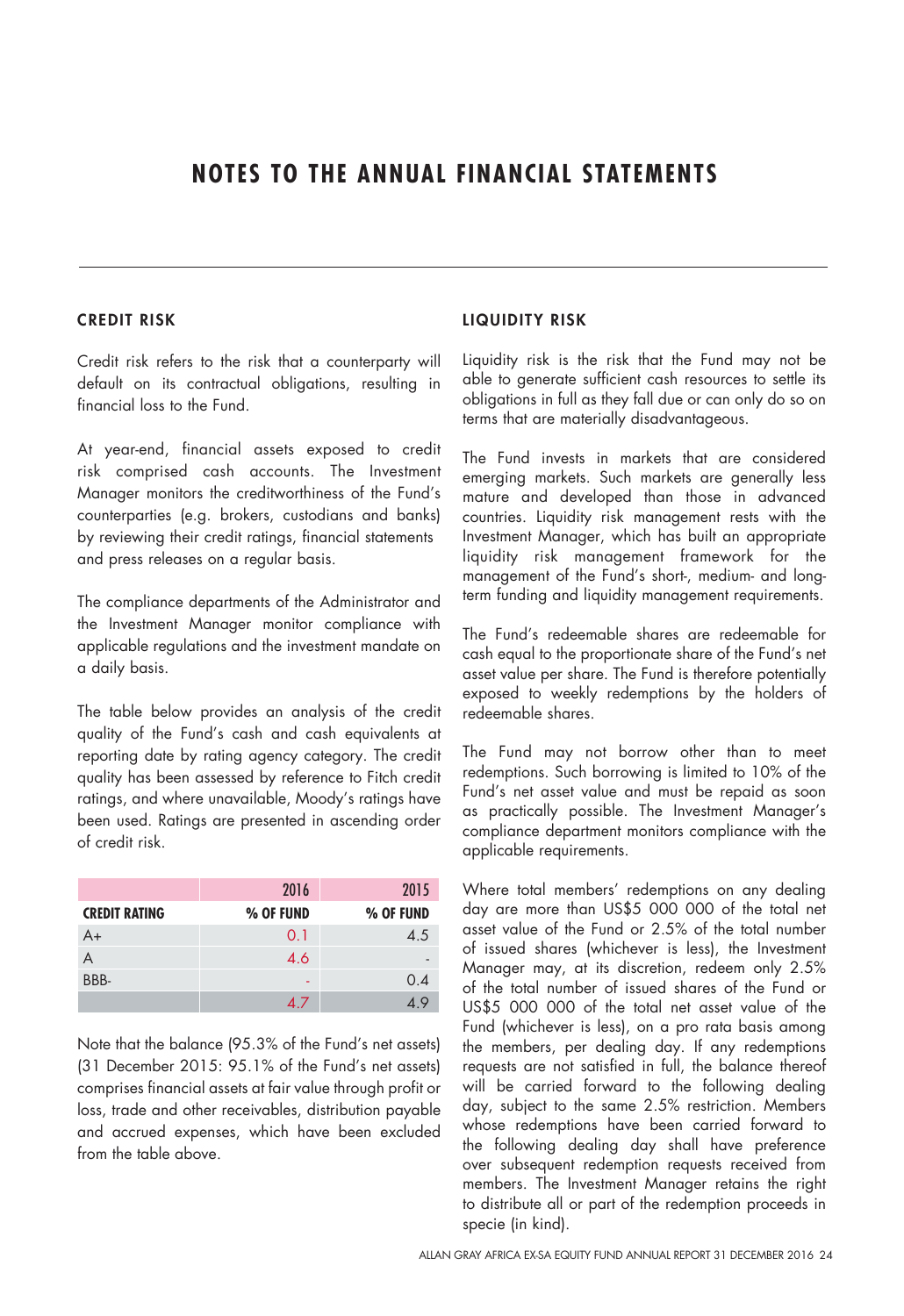# NOTES TO THE ANNUAL FINANCIAL STATEMENTS

## CREDIT RISK

Credit risk refers to the risk that a counterparty will default on its contractual obligations, resulting in financial loss to the Fund.

At year-end, financial assets exposed to credit risk comprised cash accounts. The Investment Manager monitors the creditworthiness of the Fund's counterparties (e.g. brokers, custodians and banks) by reviewing their credit ratings, financial statements and press releases on a regular basis.

The compliance departments of the Administrator and the Investment Manager monitor compliance with applicable regulations and the investment mandate on a daily basis.

The table below provides an analysis of the credit quality of the Fund's cash and cash equivalents at reporting date by rating agency category. The credit quality has been assessed by reference to Fitch credit ratings, and where unavailable, Moody's ratings have been used. Ratings are presented in ascending order of credit risk.

| | 2016 | 2015 |
|---|---|---|
| **CREDIT RATING** | **% OF FUND** | **% OF FUND** |
| A+ | 0.1 | 4.5 |
| A | 4.6 | - |
| BBB- | - | 0.4 |
| | 4.7 | 4.9 |

Note that the balance (95.3% of the Fund's net assets) (31 December 2015: 95.1% of the Fund's net assets) comprises financial assets at fair value through profit or loss, trade and other receivables, distribution payable and accrued expenses, which have been excluded from the table above.

## LIQUIDITY RISK

Liquidity risk is the risk that the Fund may not be able to generate sufficient cash resources to settle its obligations in full as they fall due or can only do so on terms that are materially disadvantageous.

The Fund invests in markets that are considered emerging markets. Such markets are generally less mature and developed than those in advanced countries. Liquidity risk management rests with the Investment Manager, which has built an appropriate liquidity risk management framework for the management of the Fund's short-, medium- and long-term funding and liquidity management requirements.

The Fund's redeemable shares are redeemable for cash equal to the proportionate share of the Fund's net asset value per share. The Fund is therefore potentially exposed to weekly redemptions by the holders of redeemable shares.

The Fund may not borrow other than to meet redemptions. Such borrowing is limited to 10% of the Fund's net asset value and must be repaid as soon as practically possible. The Investment Manager's compliance department monitors compliance with the applicable requirements.

Where total members' redemptions on any dealing day are more than US$5 000 000 of the total net asset value of the Fund or 2.5% of the total number of issued shares (whichever is less), the Investment Manager may, at its discretion, redeem only 2.5% of the total number of issued shares of the Fund or US$5 000 000 of the total net asset value of the Fund (whichever is less), on a pro rata basis among the members, per dealing day. If any redemptions requests are not satisfied in full, the balance thereof will be carried forward to the following dealing day, subject to the same 2.5% restriction. Members whose redemptions have been carried forward to the following dealing day shall have preference over subsequent redemption requests received from members. The Investment Manager retains the right to distribute all or part of the redemption proceeds in specie (in kind).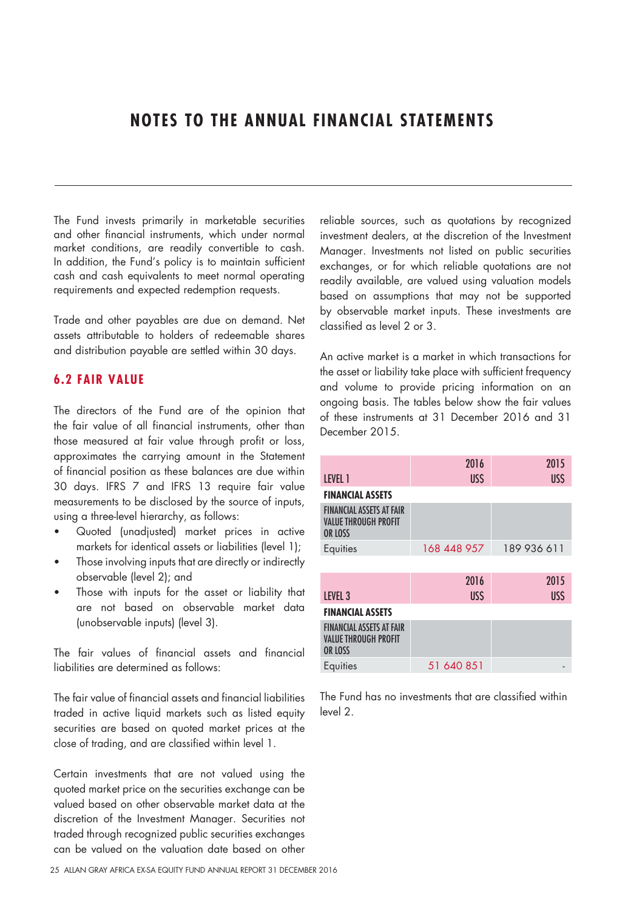# NOTES TO THE ANNUAL FINANCIAL STATEMENTS

The Fund invests primarily in marketable securities and other financial instruments, which under normal market conditions, are readily convertible to cash. In addition, the Fund's policy is to maintain sufficient cash and cash equivalents to meet normal operating requirements and expected redemption requests.

Trade and other payables are due on demand. Net assets attributable to holders of redeemable shares and distribution payable are settled within 30 days.

## 6.2 FAIR VALUE

The directors of the Fund are of the opinion that the fair value of all financial instruments, other than those measured at fair value through profit or loss, approximates the carrying amount in the Statement of financial position as these balances are due within 30 days. IFRS 7 and IFRS 13 require fair value measurements to be disclosed by the source of inputs, using a three-level hierarchy, as follows:

- Quoted (unadjusted) market prices in active markets for identical assets or liabilities (level 1);
- Those involving inputs that are directly or indirectly observable (level 2); and
- Those with inputs for the asset or liability that are not based on observable market data (unobservable inputs) (level 3).

The fair values of financial assets and financial liabilities are determined as follows:

The fair value of financial assets and financial liabilities traded in active liquid markets such as listed equity securities are based on quoted market prices at the close of trading, and are classified within level 1.

Certain investments that are not valued using the quoted market price on the securities exchange can be valued based on other observable market data at the discretion of the Investment Manager. Securities not traded through recognized public securities exchanges can be valued on the valuation date based on other reliable sources, such as quotations by recognized investment dealers, at the discretion of the Investment Manager. Investments not listed on public securities exchanges, or for which reliable quotations are not readily available, are valued using valuation models based on assumptions that may not be supported by observable market inputs. These investments are classified as level 2 or 3.

An active market is a market in which transactions for the asset or liability take place with sufficient frequency and volume to provide pricing information on an ongoing basis. The tables below show the fair values of these instruments at 31 December 2016 and 31 December 2015.

| LEVEL 1 | 2016 US$ | 2015 US$ |
|---|---|---|
| **FINANCIAL ASSETS** | | |
| FINANCIAL ASSETS AT FAIR VALUE THROUGH PROFIT OR LOSS | | |
| Equities | 168 448 957 | 189 936 611 |

| LEVEL 3 | 2016 US$ | 2015 US$ |
|---|---|---|
| **FINANCIAL ASSETS** | | |
| FINANCIAL ASSETS AT FAIR VALUE THROUGH PROFIT OR LOSS | | |
| Equities | 51 640 851 | - |

The Fund has no investments that are classified within level 2.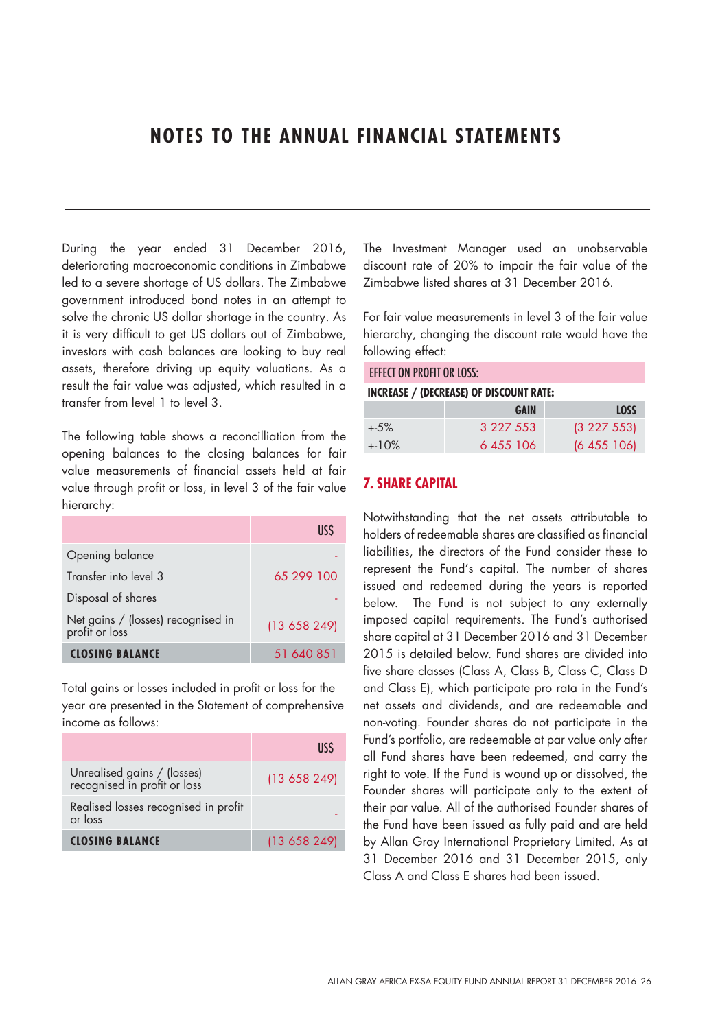# NOTES TO THE ANNUAL FINANCIAL STATEMENTS

During the year ended 31 December 2016, deteriorating macroeconomic conditions in Zimbabwe led to a severe shortage of US dollars. The Zimbabwe government introduced bond notes in an attempt to solve the chronic US dollar shortage in the country. As it is very difficult to get US dollars out of Zimbabwe, investors with cash balances are looking to buy real assets, therefore driving up equity valuations. As a result the fair value was adjusted, which resulted in a transfer from level 1 to level 3.

The following table shows a reconcilliation from the opening balances to the closing balances for fair value measurements of financial assets held at fair value through profit or loss, in level 3 of the fair value hierarchy:

| | US$ |
|---|---|
| Opening balance | - |
| Transfer into level 3 | 65 299 100 |
| Disposal of shares | - |
| Net gains / (losses) recognised in profit or loss | (13 658 249) |
| **CLOSING BALANCE** | 51 640 851 |

Total gains or losses included in profit or loss for the year are presented in the Statement of comprehensive income as follows:

| | US$ |
|---|---|
| Unrealised gains / (losses) recognised in profit or loss | (13 658 249) |
| Realised losses recognised in profit or loss | - |
| **CLOSING BALANCE** | (13 658 249) |

The Investment Manager used an unobservable discount rate of 20% to impair the fair value of the Zimbabwe listed shares at 31 December 2016.

For fair value measurements in level 3 of the fair value hierarchy, changing the discount rate would have the following effect:

**EFFECT ON PROFIT OR LOSS:**

**INCREASE / (DECREASE) OF DISCOUNT RATE:**

| | GAIN | LOSS |
|---|---|---|
| +-5% | 3 227 553 | (3 227 553) |
| +-10% | 6 455 106 | (6 455 106) |

## 7. SHARE CAPITAL

Notwithstanding that the net assets attributable to holders of redeemable shares are classified as financial liabilities, the directors of the Fund consider these to represent the Fund's capital. The number of shares issued and redeemed during the years is reported below. The Fund is not subject to any externally imposed capital requirements. The Fund's authorised share capital at 31 December 2016 and 31 December 2015 is detailed below. Fund shares are divided into five share classes (Class A, Class B, Class C, Class D and Class E), which participate pro rata in the Fund's net assets and dividends, and are redeemable and non-voting. Founder shares do not participate in the Fund's portfolio, are redeemable at par value only after all Fund shares have been redeemed, and carry the right to vote. If the Fund is wound up or dissolved, the Founder shares will participate only to the extent of their par value. All of the authorised Founder shares of the Fund have been issued as fully paid and are held by Allan Gray International Proprietary Limited. As at 31 December 2016 and 31 December 2015, only Class A and Class E shares had been issued.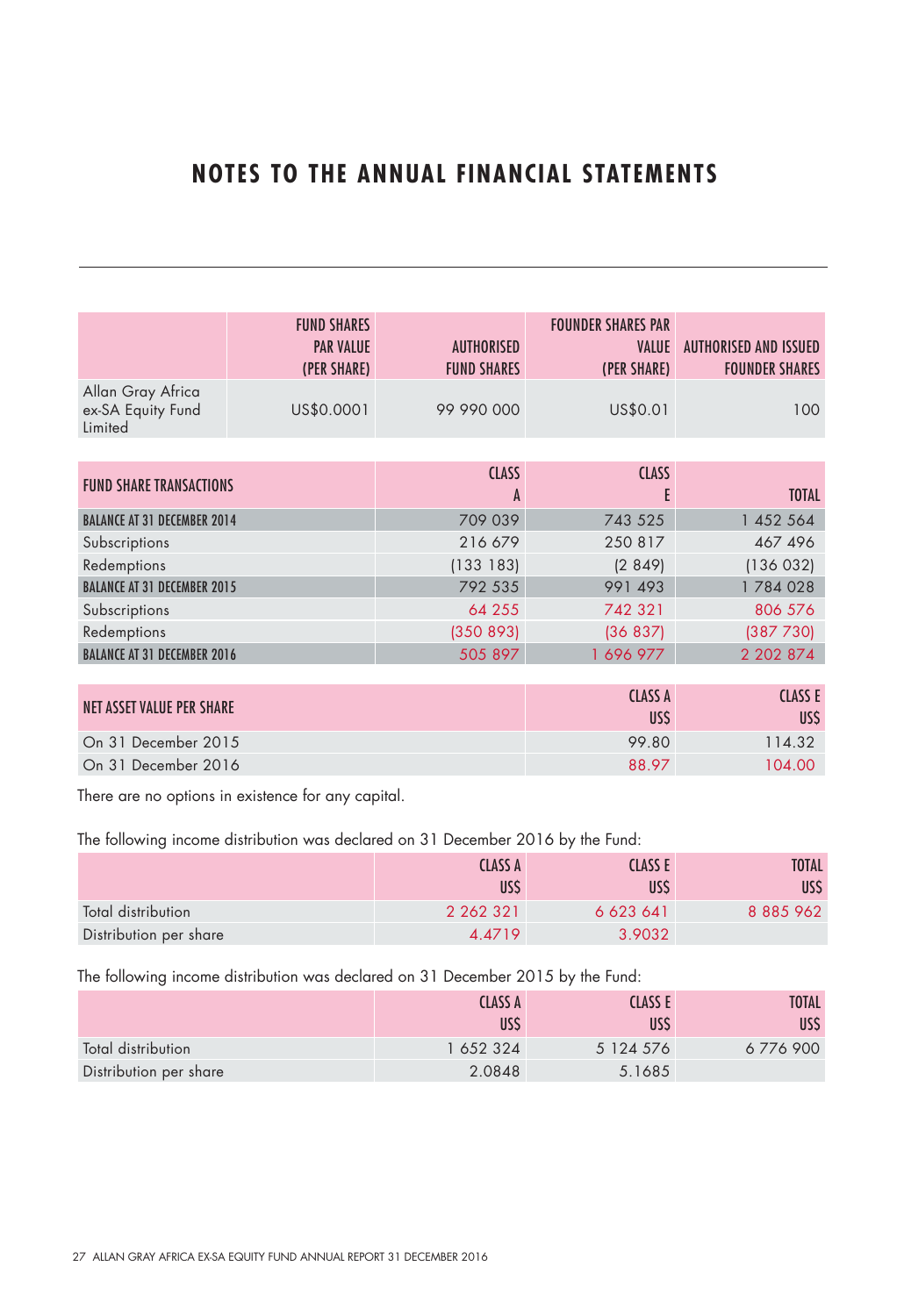# NOTES TO THE ANNUAL FINANCIAL STATEMENTS

| | FUND SHARES PAR VALUE (PER SHARE) | AUTHORISED FUND SHARES | FOUNDER SHARES PAR VALUE (PER SHARE) | AUTHORISED AND ISSUED FOUNDER SHARES |
|---|---|---|---|---|
| Allan Gray Africa ex-SA Equity Fund Limited | US$0.0001 | 99 990 000 | US$0.01 | 100 |

| FUND SHARE TRANSACTIONS | CLASS A | CLASS E | TOTAL |
|---|---|---|---|
| **BALANCE AT 31 DECEMBER 2014** | 709 039 | 743 525 | 1 452 564 |
| Subscriptions | 216 679 | 250 817 | 467 496 |
| Redemptions | (133 183) | (2 849) | (136 032) |
| **BALANCE AT 31 DECEMBER 2015** | 792 535 | 991 493 | 1 784 028 |
| Subscriptions | 64 255 | 742 321 | 806 576 |
| Redemptions | (350 893) | (36 837) | (387 730) |
| **BALANCE AT 31 DECEMBER 2016** | 505 897 | 1 696 977 | 2 202 874 |

| NET ASSET VALUE PER SHARE | CLASS A US$ | CLASS E US$ |
|---|---|---|
| On 31 December 2015 | 99.80 | 114.32 |
| On 31 December 2016 | 88.97 | 104.00 |

There are no options in existence for any capital.

The following income distribution was declared on 31 December 2016 by the Fund:

| | CLASS A US$ | CLASS E US$ | TOTAL US$ |
|---|---|---|---|
| Total distribution | 2 262 321 | 6 623 641 | 8 885 962 |
| Distribution per share | 4.4719 | 3.9032 | |

The following income distribution was declared on 31 December 2015 by the Fund:

| | CLASS A US$ | CLASS E US$ | TOTAL US$ |
|---|---|---|---|
| Total distribution | 1 652 324 | 5 124 576 | 6 776 900 |
| Distribution per share | 2.0848 | 5.1685 | |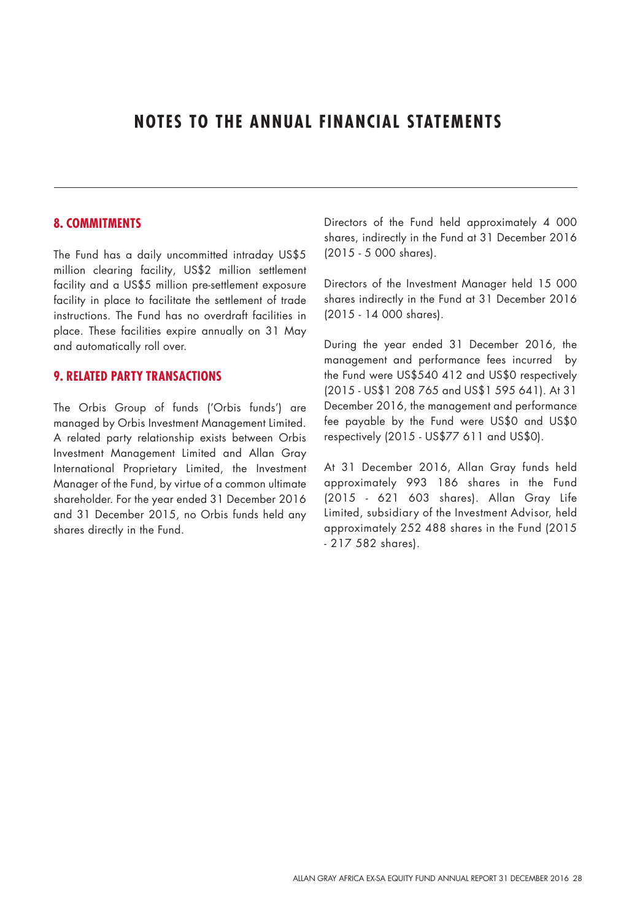# NOTES TO THE ANNUAL FINANCIAL STATEMENTS

## 8. COMMITMENTS

The Fund has a daily uncommitted intraday US$5 million clearing facility, US$2 million settlement facility and a US$5 million pre-settlement exposure facility in place to facilitate the settlement of trade instructions. The Fund has no overdraft facilities in place. These facilities expire annually on 31 May and automatically roll over.

## 9. RELATED PARTY TRANSACTIONS

The Orbis Group of funds ('Orbis funds') are managed by Orbis Investment Management Limited. A related party relationship exists between Orbis Investment Management Limited and Allan Gray International Proprietary Limited, the Investment Manager of the Fund, by virtue of a common ultimate shareholder. For the year ended 31 December 2016 and 31 December 2015, no Orbis funds held any shares directly in the Fund.

Directors of the Fund held approximately 4 000 shares, indirectly in the Fund at 31 December 2016 (2015 - 5 000 shares).

Directors of the Investment Manager held 15 000 shares indirectly in the Fund at 31 December 2016 (2015 - 14 000 shares).

During the year ended 31 December 2016, the management and performance fees incurred by the Fund were US$540 412 and US$0 respectively (2015 - US$1 208 765 and US$1 595 641). At 31 December 2016, the management and performance fee payable by the Fund were US$0 and US$0 respectively (2015 - US$77 611 and US$0).

At 31 December 2016, Allan Gray funds held approximately 993 186 shares in the Fund (2015 - 621 603 shares). Allan Gray Life Limited, subsidiary of the Investment Advisor, held approximately 252 488 shares in the Fund (2015 - 217 582 shares).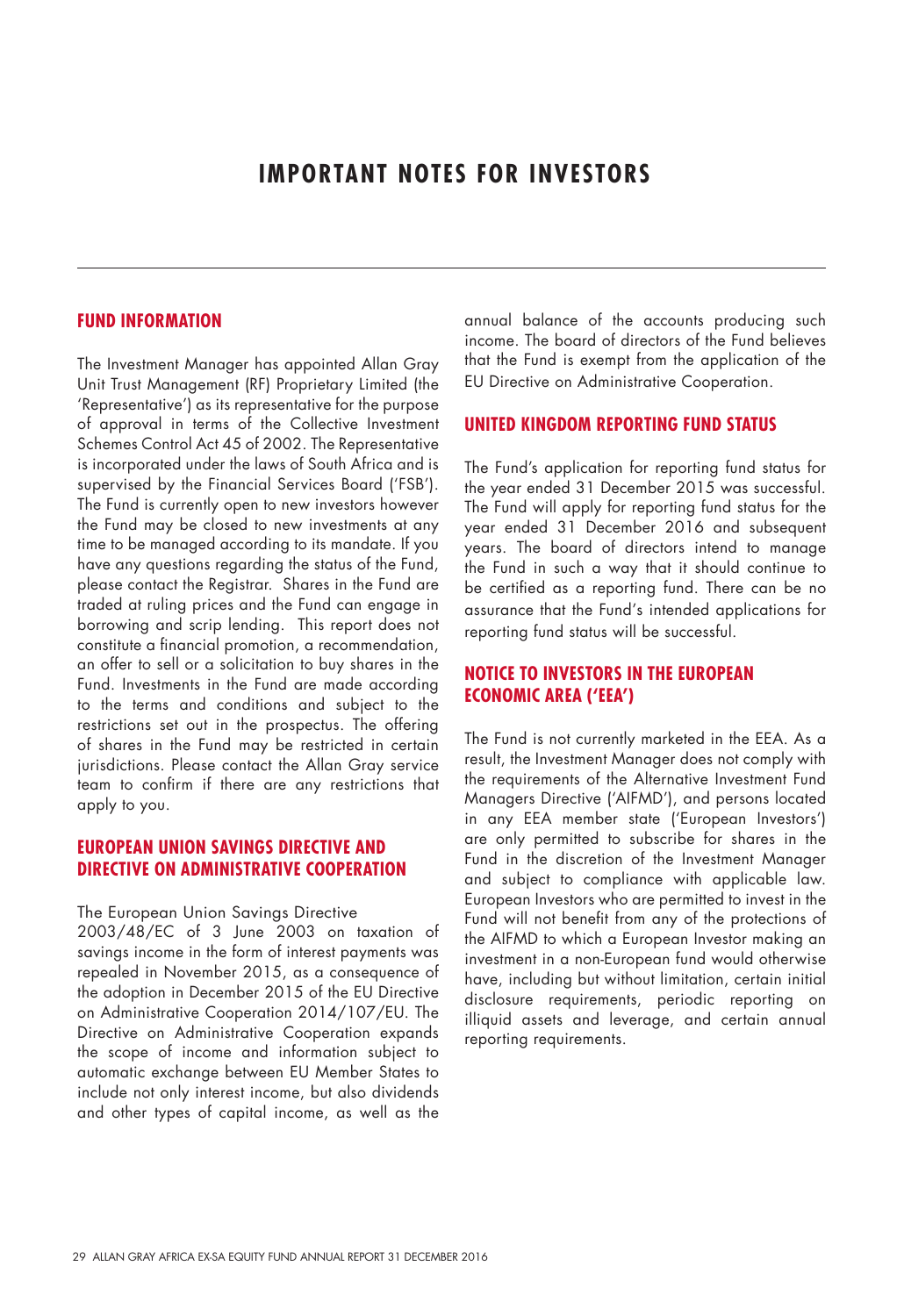# IMPORTANT NOTES FOR INVESTORS

## FUND INFORMATION

The Investment Manager has appointed Allan Gray Unit Trust Management (RF) Proprietary Limited (the 'Representative') as its representative for the purpose of approval in terms of the Collective Investment Schemes Control Act 45 of 2002. The Representative is incorporated under the laws of South Africa and is supervised by the Financial Services Board ('FSB'). The Fund is currently open to new investors however the Fund may be closed to new investments at any time to be managed according to its mandate. If you have any questions regarding the status of the Fund, please contact the Registrar. Shares in the Fund are traded at ruling prices and the Fund can engage in borrowing and scrip lending. This report does not constitute a financial promotion, a recommendation, an offer to sell or a solicitation to buy shares in the Fund. Investments in the Fund are made according to the terms and conditions and subject to the restrictions set out in the prospectus. The offering of shares in the Fund may be restricted in certain jurisdictions. Please contact the Allan Gray service team to confirm if there are any restrictions that apply to you.

## EUROPEAN UNION SAVINGS DIRECTIVE AND DIRECTIVE ON ADMINISTRATIVE COOPERATION

The European Union Savings Directive 2003/48/EC of 3 June 2003 on taxation of savings income in the form of interest payments was repealed in November 2015, as a consequence of the adoption in December 2015 of the EU Directive on Administrative Cooperation 2014/107/EU. The Directive on Administrative Cooperation expands the scope of income and information subject to automatic exchange between EU Member States to include not only interest income, but also dividends and other types of capital income, as well as the annual balance of the accounts producing such income. The board of directors of the Fund believes that the Fund is exempt from the application of the EU Directive on Administrative Cooperation.

## UNITED KINGDOM REPORTING FUND STATUS

The Fund's application for reporting fund status for the year ended 31 December 2015 was successful. The Fund will apply for reporting fund status for the year ended 31 December 2016 and subsequent years. The board of directors intend to manage the Fund in such a way that it should continue to be certified as a reporting fund. There can be no assurance that the Fund's intended applications for reporting fund status will be successful.

## NOTICE TO INVESTORS IN THE EUROPEAN ECONOMIC AREA ('EEA')

The Fund is not currently marketed in the EEA. As a result, the Investment Manager does not comply with the requirements of the Alternative Investment Fund Managers Directive ('AIFMD'), and persons located in any EEA member state ('European Investors') are only permitted to subscribe for shares in the Fund in the discretion of the Investment Manager and subject to compliance with applicable law. European Investors who are permitted to invest in the Fund will not benefit from any of the protections of the AIFMD to which a European Investor making an investment in a non-European fund would otherwise have, including but without limitation, certain initial disclosure requirements, periodic reporting on illiquid assets and leverage, and certain annual reporting requirements.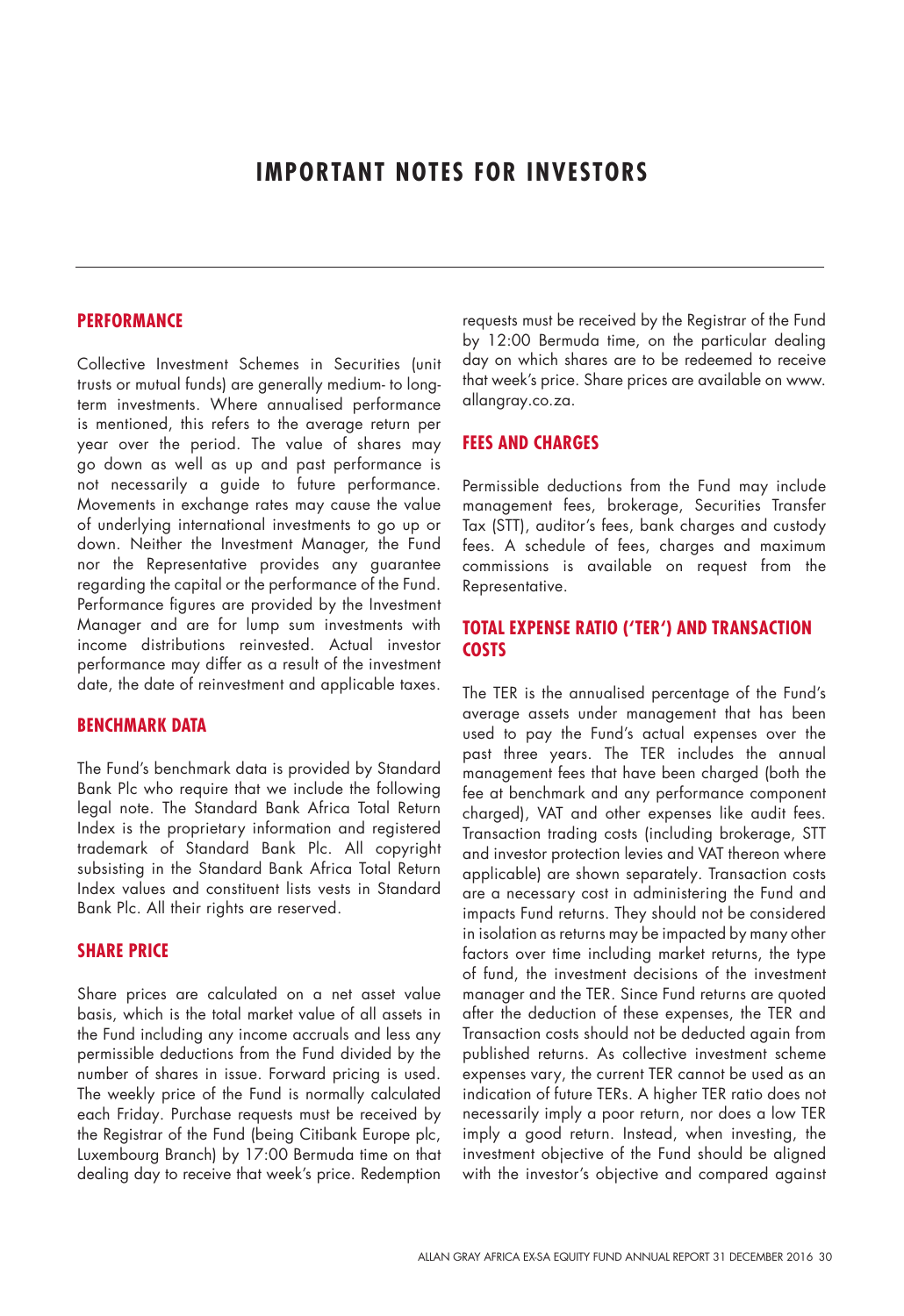# IMPORTANT NOTES FOR INVESTORS

## PERFORMANCE

Collective Investment Schemes in Securities (unit trusts or mutual funds) are generally medium- to long-term investments. Where annualised performance is mentioned, this refers to the average return per year over the period. The value of shares may go down as well as up and past performance is not necessarily a guide to future performance. Movements in exchange rates may cause the value of underlying international investments to go up or down. Neither the Investment Manager, the Fund nor the Representative provides any guarantee regarding the capital or the performance of the Fund. Performance figures are provided by the Investment Manager and are for lump sum investments with income distributions reinvested. Actual investor performance may differ as a result of the investment date, the date of reinvestment and applicable taxes.

## BENCHMARK DATA

The Fund's benchmark data is provided by Standard Bank Plc who require that we include the following legal note. The Standard Bank Africa Total Return Index is the proprietary information and registered trademark of Standard Bank Plc. All copyright subsisting in the Standard Bank Africa Total Return Index values and constituent lists vests in Standard Bank Plc. All their rights are reserved.

## SHARE PRICE

Share prices are calculated on a net asset value basis, which is the total market value of all assets in the Fund including any income accruals and less any permissible deductions from the Fund divided by the number of shares in issue. Forward pricing is used. The weekly price of the Fund is normally calculated each Friday. Purchase requests must be received by the Registrar of the Fund (being Citibank Europe plc, Luxembourg Branch) by 17:00 Bermuda time on that dealing day to receive that week's price. Redemption requests must be received by the Registrar of the Fund by 12:00 Bermuda time, on the particular dealing day on which shares are to be redeemed to receive that week's price. Share prices are available on www.allangray.co.za.

## FEES AND CHARGES

Permissible deductions from the Fund may include management fees, brokerage, Securities Transfer Tax (STT), auditor's fees, bank charges and custody fees. A schedule of fees, charges and maximum commissions is available on request from the Representative.

## TOTAL EXPENSE RATIO ('TER') AND TRANSACTION COSTS

The TER is the annualised percentage of the Fund's average assets under management that has been used to pay the Fund's actual expenses over the past three years. The TER includes the annual management fees that have been charged (both the fee at benchmark and any performance component charged), VAT and other expenses like audit fees. Transaction trading costs (including brokerage, STT and investor protection levies and VAT thereon where applicable) are shown separately. Transaction costs are a necessary cost in administering the Fund and impacts Fund returns. They should not be considered in isolation as returns may be impacted by many other factors over time including market returns, the type of fund, the investment decisions of the investment manager and the TER. Since Fund returns are quoted after the deduction of these expenses, the TER and Transaction costs should not be deducted again from published returns. As collective investment scheme expenses vary, the current TER cannot be used as an indication of future TERs. A higher TER ratio does not necessarily imply a poor return, nor does a low TER imply a good return. Instead, when investing, the investment objective of the Fund should be aligned with the investor's objective and compared against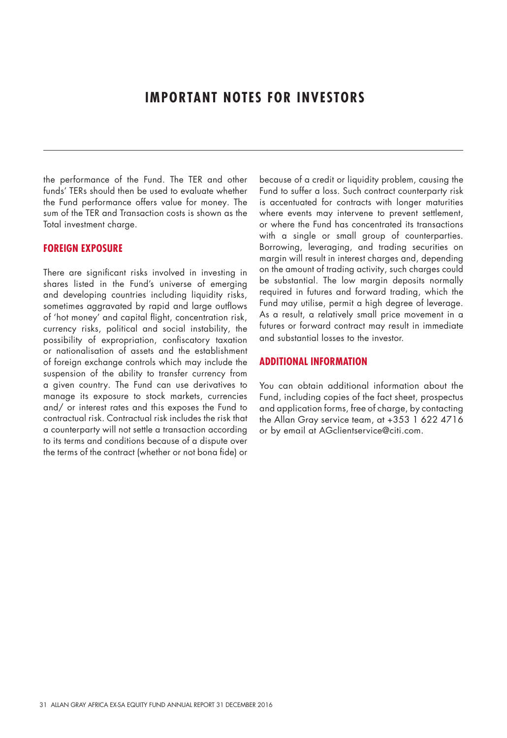# IMPORTANT NOTES FOR INVESTORS

the performance of the Fund. The TER and other funds' TERs should then be used to evaluate whether the Fund performance offers value for money. The sum of the TER and Transaction costs is shown as the Total investment charge.

## FOREIGN EXPOSURE

There are significant risks involved in investing in shares listed in the Fund's universe of emerging and developing countries including liquidity risks, sometimes aggravated by rapid and large outflows of 'hot money' and capital flight, concentration risk, currency risks, political and social instability, the possibility of expropriation, confiscatory taxation or nationalisation of assets and the establishment of foreign exchange controls which may include the suspension of the ability to transfer currency from a given country. The Fund can use derivatives to manage its exposure to stock markets, currencies and/ or interest rates and this exposes the Fund to contractual risk. Contractual risk includes the risk that a counterparty will not settle a transaction according to its terms and conditions because of a dispute over the terms of the contract (whether or not bona fide) or because of a credit or liquidity problem, causing the Fund to suffer a loss. Such contract counterparty risk is accentuated for contracts with longer maturities where events may intervene to prevent settlement, or where the Fund has concentrated its transactions with a single or small group of counterparties. Borrowing, leveraging, and trading securities on margin will result in interest charges and, depending on the amount of trading activity, such charges could be substantial. The low margin deposits normally required in futures and forward trading, which the Fund may utilise, permit a high degree of leverage. As a result, a relatively small price movement in a futures or forward contract may result in immediate and substantial losses to the investor.

## ADDITIONAL INFORMATION

You can obtain additional information about the Fund, including copies of the fact sheet, prospectus and application forms, free of charge, by contacting the Allan Gray service team, at +353 1 622 4716 or by email at AGclientservice@citi.com.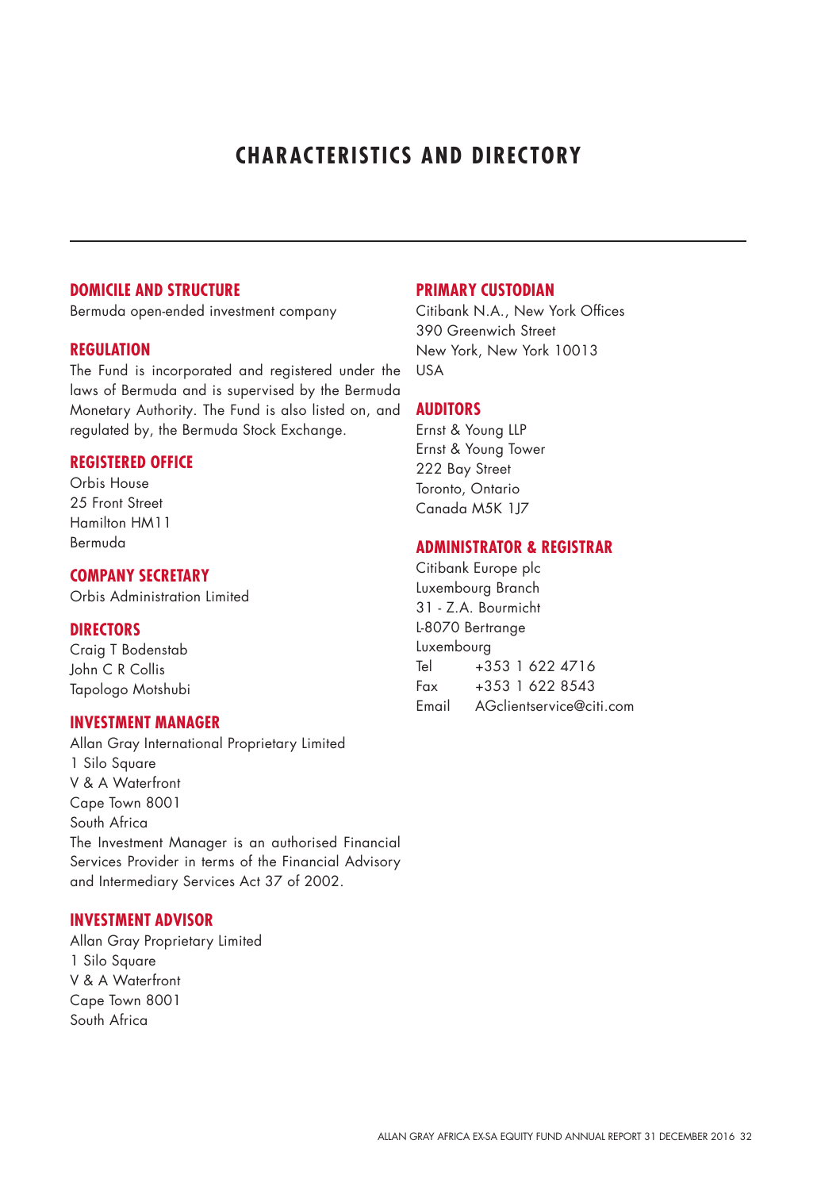# CHARACTERISTICS AND DIRECTORY

## DOMICILE AND STRUCTURE

Bermuda open-ended investment company

## REGULATION

The Fund is incorporated and registered under the laws of Bermuda and is supervised by the Bermuda Monetary Authority. The Fund is also listed on, and regulated by, the Bermuda Stock Exchange.

## REGISTERED OFFICE

Orbis House
25 Front Street
Hamilton HM11
Bermuda

## COMPANY SECRETARY

Orbis Administration Limited

## DIRECTORS

Craig T Bodenstab
John C R Collis
Tapologo Motshubi

## INVESTMENT MANAGER

Allan Gray International Proprietary Limited
1 Silo Square
V & A Waterfront
Cape Town 8001
South Africa
The Investment Manager is an authorised Financial Services Provider in terms of the Financial Advisory and Intermediary Services Act 37 of 2002.

## INVESTMENT ADVISOR

Allan Gray Proprietary Limited
1 Silo Square
V & A Waterfront
Cape Town 8001
South Africa

## PRIMARY CUSTODIAN

Citibank N.A., New York Offices
390 Greenwich Street
New York, New York 10013
USA

## AUDITORS

Ernst & Young LLP
Ernst & Young Tower
222 Bay Street
Toronto, Ontario
Canada M5K 1J7

## ADMINISTRATOR & REGISTRAR

Citibank Europe plc
Luxembourg Branch
31 - Z.A. Bourmicht
L-8070 Bertrange
Luxembourg
Tel +353 1 622 4716
Fax +353 1 622 8543
Email AGclientservice@citi.com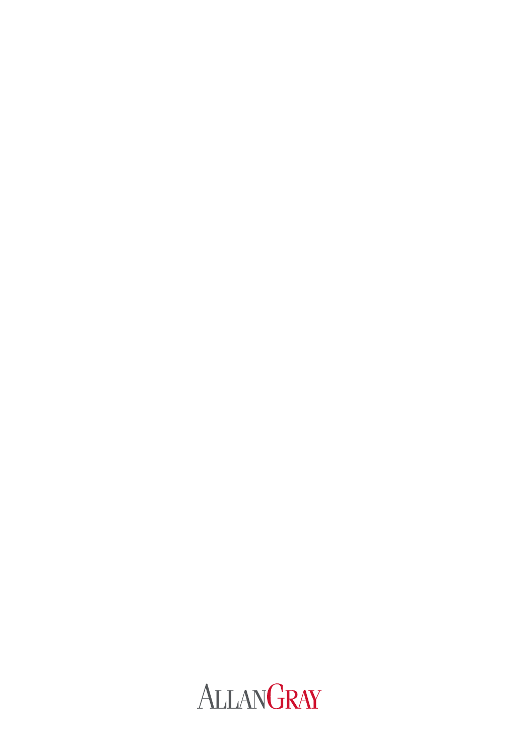ALLANGRAY